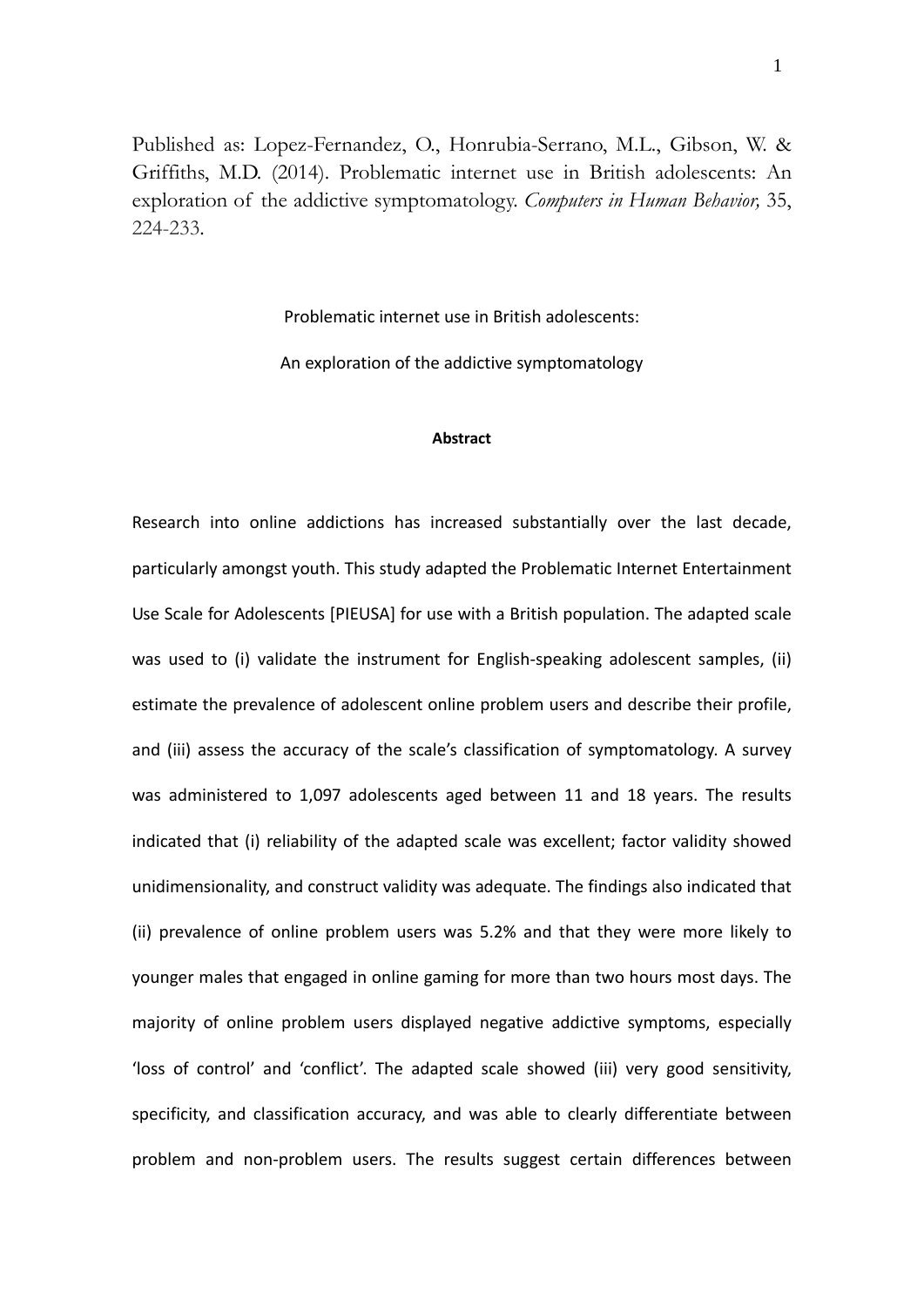Published as: Lopez-Fernandez, O., Honrubia-Serrano, M.L., Gibson, W. & Griffiths, M.D. (2014). Problematic internet use in British adolescents: An exploration of the addictive symptomatology. *Computers in Human Behavior,* 35, 224-233.

# Problematic internet use in British adolescents:

# An exploration of the addictive symptomatology

## Abstract

Research into online addictions has increased substantially over the last decade, particularly amongst youth. This study adapted the Problematic Internet Entertainment Use Scale for Adolescents [PIEUSA] for use with a British population. The adapted scale was used to (i) validate the instrument for English-speaking adolescent samples, (ii) estimate the prevalence of adolescent online problem users and describe their profile, and (iii) assess the accuracy of the scale's classification of symptomatology. A survey was administered to 1,097 adolescents aged between 11 and 18 years. The results indicated that (i) reliability of the adapted scale was excellent; factor validity showed unidimensionality, and construct validity was adequate. The findings also indicated that (ii) prevalence of online problem users was 5.2% and that they were more likely to younger males that engaged in online gaming for more than two hours most days. The majority of online problem users displayed negative addictive symptoms, especially 'loss of control' and 'conflict'. The adapted scale showed (iii) very good sensitivity, specificity, and classification accuracy, and was able to clearly differentiate between problem and non-problem users. The results suggest certain differences between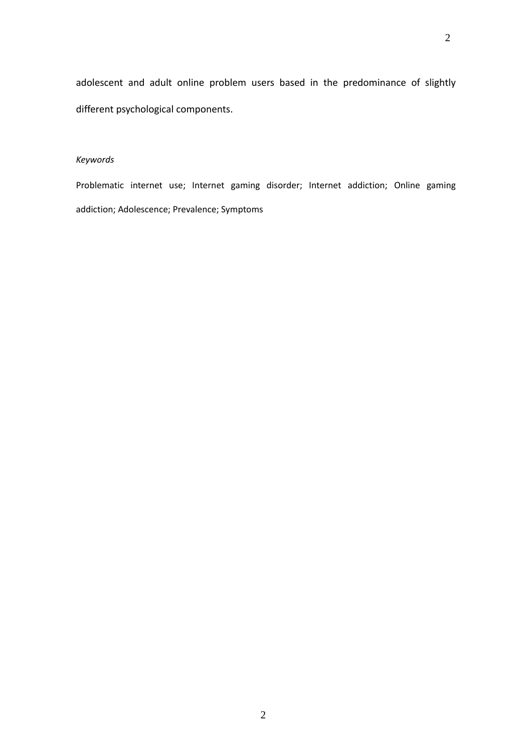adolescent and adult online problem users based in the predominance of slightly different psychological components.

*Keywords*

Problematic internet use; Internet gaming disorder; Internet addiction; Online gaming addiction; Adolescence; Prevalence; Symptoms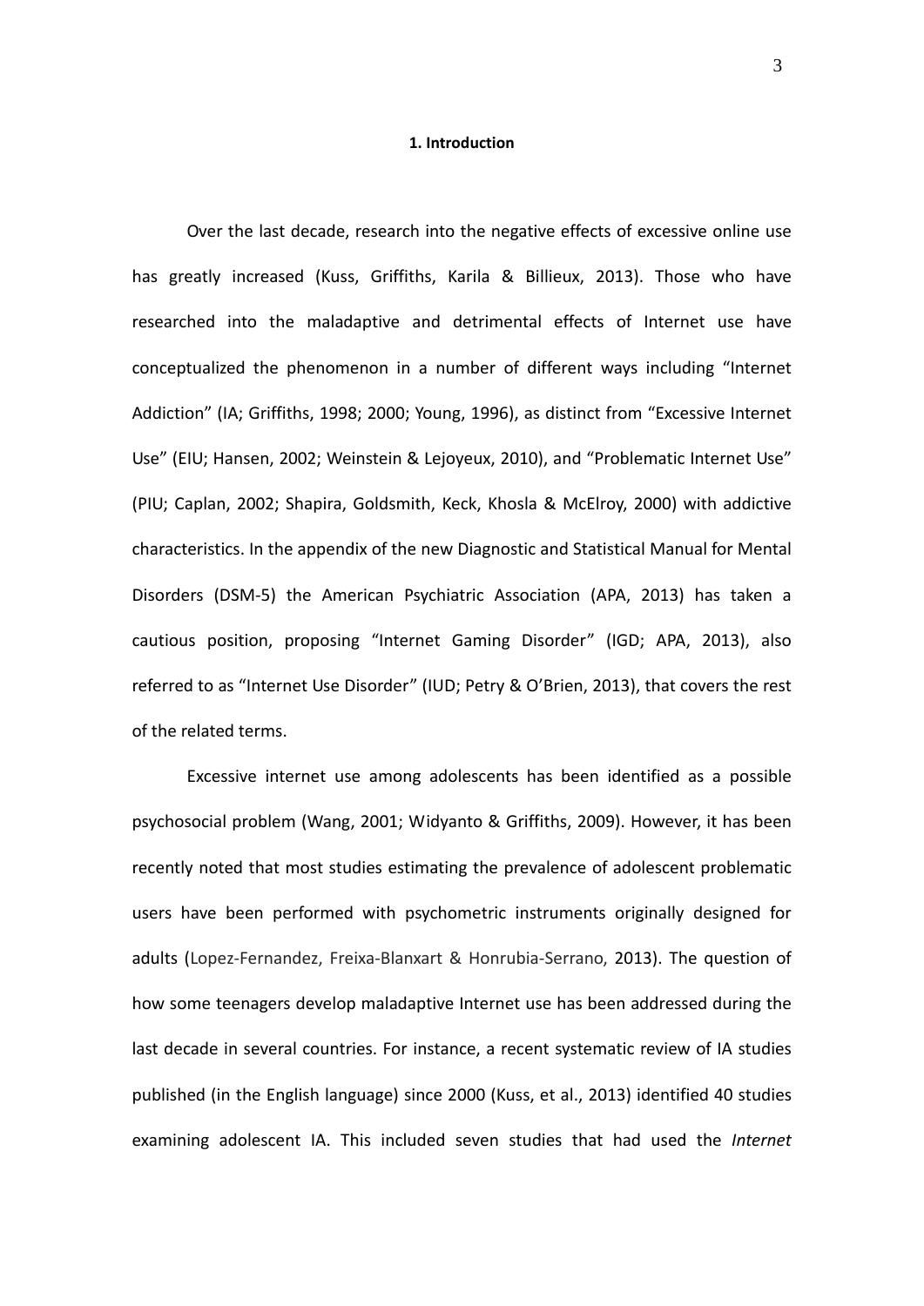## 1. Introduction

Over the last decade, research into the negative effects of excessive online use has greatly increased (Kuss, Griffiths, Karila & Billieux, 2013). Those who have researched into the maladaptive and detrimental effects of Internet use have conceptualized the phenomenon in a number of different ways including "Internet Addiction" (IA; Griffiths, 1998; 2000; Young, 1996), as distinct from "Excessive Internet Use" (EIU; Hansen, 2002; Weinstein & Lejoyeux, 2010), and "Problematic Internet Use" (PIU; Caplan, 2002; Shapira, Goldsmith, Keck, Khosla & McElroy, 2000) with addictive characteristics. In the appendix of the new Diagnostic and Statistical Manual for Mental Disorders (DSM-5) the American Psychiatric Association (APA, 2013) has taken a cautious position, proposing "Internet Gaming Disorder" (IGD; APA, 2013), also referred to as "Internet Use Disorder" (IUD; Petry & O'Brien, 2013), that covers the rest of the related terms.

Excessive internet use among adolescents has been identified as a possible psychosocial problem (Wang, 2001; Widyanto & Griffiths, 2009). However, it has been recently noted that most studies estimating the prevalence of adolescent problematic users have been performed with psychometric instruments originally designed for adults (Lopez-Fernandez, Freixa-Blanxart & Honrubia-Serrano, 2013). The question of how some teenagers develop maladaptive Internet use has been addressed during the last decade in several countries. For instance, a recent systematic review of IA studies published (in the English language) since 2000 (Kuss, et al., 2013) identified 40 studies examining adolescent IA. This included seven studies that had used the *Internet*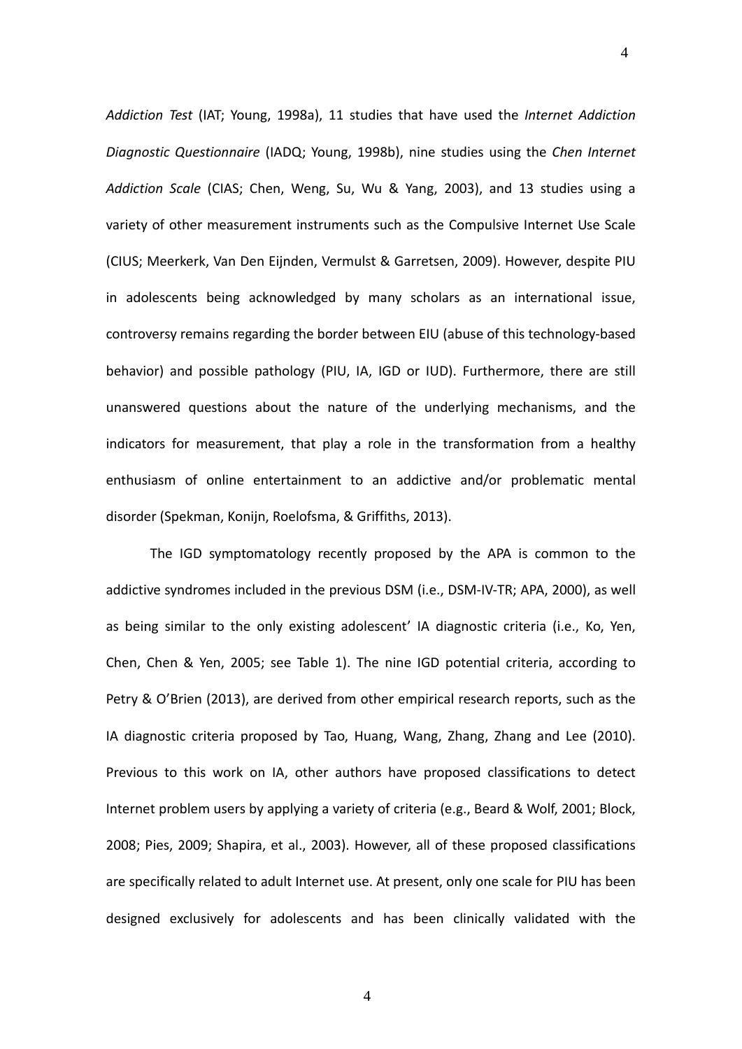*Addiction Test* (IAT; Young, 1998a), 11 studies that have used the *Internet Addiction Diagnostic Questionnaire* (IADQ; Young, 1998b), nine studies using the *Chen Internet Addiction Scale* (CIAS; Chen, Weng, Su, Wu & Yang, 2003), and 13 studies using a variety of other measurement instruments such as the Compulsive Internet Use Scale (CIUS; Meerkerk, Van Den Eijnden, Vermulst & Garretsen, 2009). However, despite PIU in adolescents being acknowledged by many scholars as an international issue, controversy remains regarding the border between EIU (abuse of this technology-based behavior) and possible pathology (PIU, IA, IGD or IUD). Furthermore, there are still unanswered questions about the nature of the underlying mechanisms, and the indicators for measurement, that play a role in the transformation from a healthy enthusiasm of online entertainment to an addictive and/or problematic mental disorder (Spekman, Konijn, Roelofsma, & Griffiths, 2013).

The IGD symptomatology recently proposed by the APA is common to the addictive syndromes included in the previous DSM (i.e., DSM-IV-TR; APA, 2000), as well as being similar to the only existing adolescent' IA diagnostic criteria (i.e., Ko, Yen, Chen, Chen & Yen, 2005; see Table 1). The nine IGD potential criteria, according to Petry & O'Brien (2013), are derived from other empirical research reports, such as the IA diagnostic criteria proposed by Tao, Huang, Wang, Zhang, Zhang and Lee (2010). Previous to this work on IA, other authors have proposed classifications to detect Internet problem users by applying a variety of criteria (e.g., Beard & Wolf, 2001; Block, 2008; Pies, 2009; Shapira, et al., 2003). However, all of these proposed classifications are specifically related to adult Internet use. At present, only one scale for PIU has been designed exclusively for adolescents and has been clinically validated with the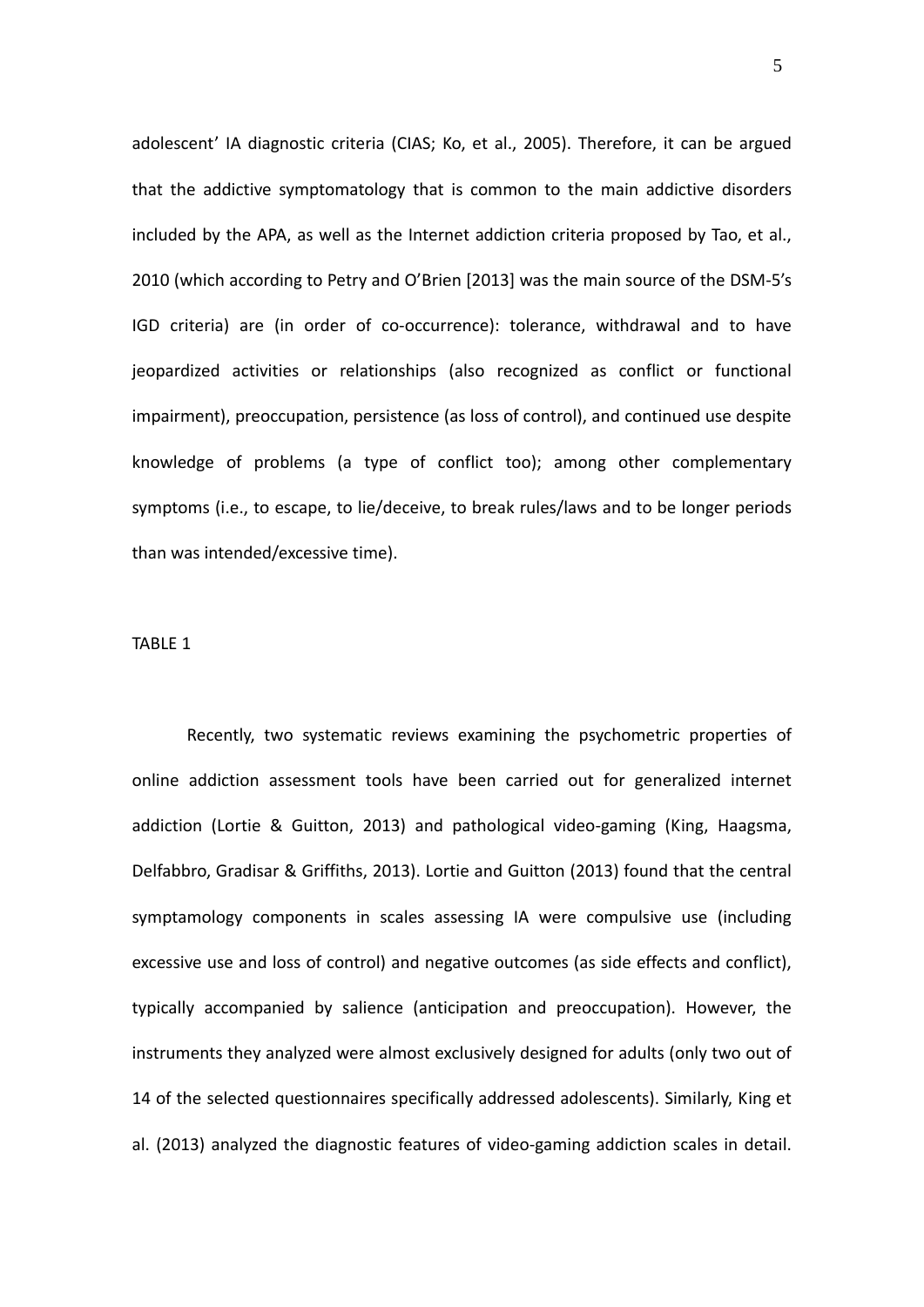adolescent' IA diagnostic criteria (CIAS; Ko, et al., 2005). Therefore, it can be argued that the addictive symptomatology that is common to the main addictive disorders included by the APA, as well as the Internet addiction criteria proposed by Tao, et al., 2010 (which according to Petry and O'Brien [2013] was the main source of the DSM-5's IGD criteria) are (in order of co-occurrence): tolerance, withdrawal and to have jeopardized activities or relationships (also recognized as conflict or functional impairment), preoccupation, persistence (as loss of control), and continued use despite knowledge of problems (a type of conflict too); among other complementary symptoms (i.e., to escape, to lie/deceive, to break rules/laws and to be longer periods than was intended/excessive time).

TABLE 1

Recently, two systematic reviews examining the psychometric properties of online addiction assessment tools have been carried out for generalized internet addiction (Lortie & Guitton, 2013) and pathological video-gaming (King, Haagsma, Delfabbro, Gradisar & Griffiths, 2013). Lortie and Guitton (2013) found that the central symptamology components in scales assessing IA were compulsive use (including excessive use and loss of control) and negative outcomes (as side effects and conflict), typically accompanied by salience (anticipation and preoccupation). However, the instruments they analyzed were almost exclusively designed for adults (only two out of 14 of the selected questionnaires specifically addressed adolescents). Similarly, King et al. (2013) analyzed the diagnostic features of video-gaming addiction scales in detail.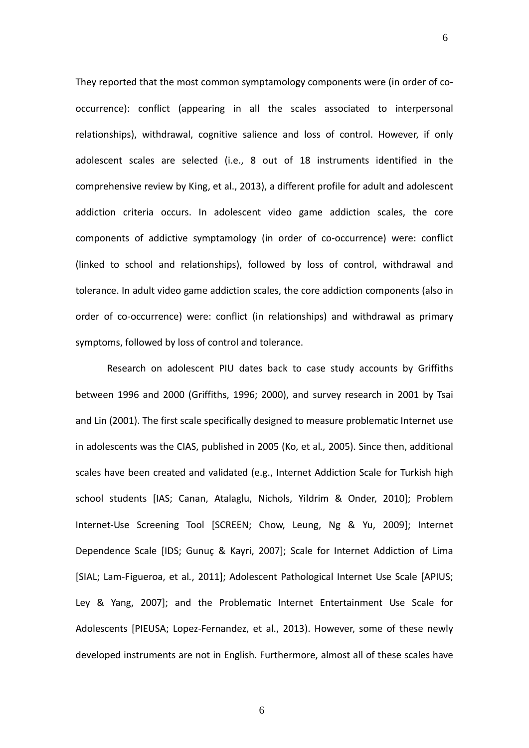They reported that the most common symptamology components were (in order of co-occurrence): conflict (appearing in all the scales associated to interpersonal relationships), withdrawal, cognitive salience and loss of control. However, if only adolescent scales are selected (i.e., 8 out of 18 instruments identified in the comprehensive review by King, et al., 2013), a different profile for adult and adolescent addiction criteria occurs. In adolescent video game addiction scales, the core components of addictive symptamology (in order of co-occurrence) were: conflict (linked to school and relationships), followed by loss of control, withdrawal and tolerance. In adult video game addiction scales, the core addiction components (also in order of co-occurrence) were: conflict (in relationships) and withdrawal as primary symptoms, followed by loss of control and tolerance.

Research on adolescent PIU dates back to case study accounts by Griffiths between 1996 and 2000 (Griffiths, 1996; 2000), and survey research in 2001 by Tsai and Lin (2001). The first scale specifically designed to measure problematic Internet use in adolescents was the CIAS, published in 2005 (Ko, et al*.,* 2005). Since then, additional scales have been created and validated (e.g., Internet Addiction Scale for Turkish high school students [IAS; Canan, Atalaglu, Nichols, Yildrim & Onder, 2010]; Problem Internet-Use Screening Tool [SCREEN; Chow, Leung, Ng & Yu, 2009]; Internet Dependence Scale [IDS; Gunuç & Kayri, 2007]; Scale for Internet Addiction of Lima [SIAL; Lam-Figueroa, et al., 2011]; Adolescent Pathological Internet Use Scale [APIUS; Ley & Yang, 2007]; and the Problematic Internet Entertainment Use Scale for Adolescents [PIEUSA; Lopez-Fernandez, et al., 2013). However, some of these newly developed instruments are not in English. Furthermore, almost all of these scales have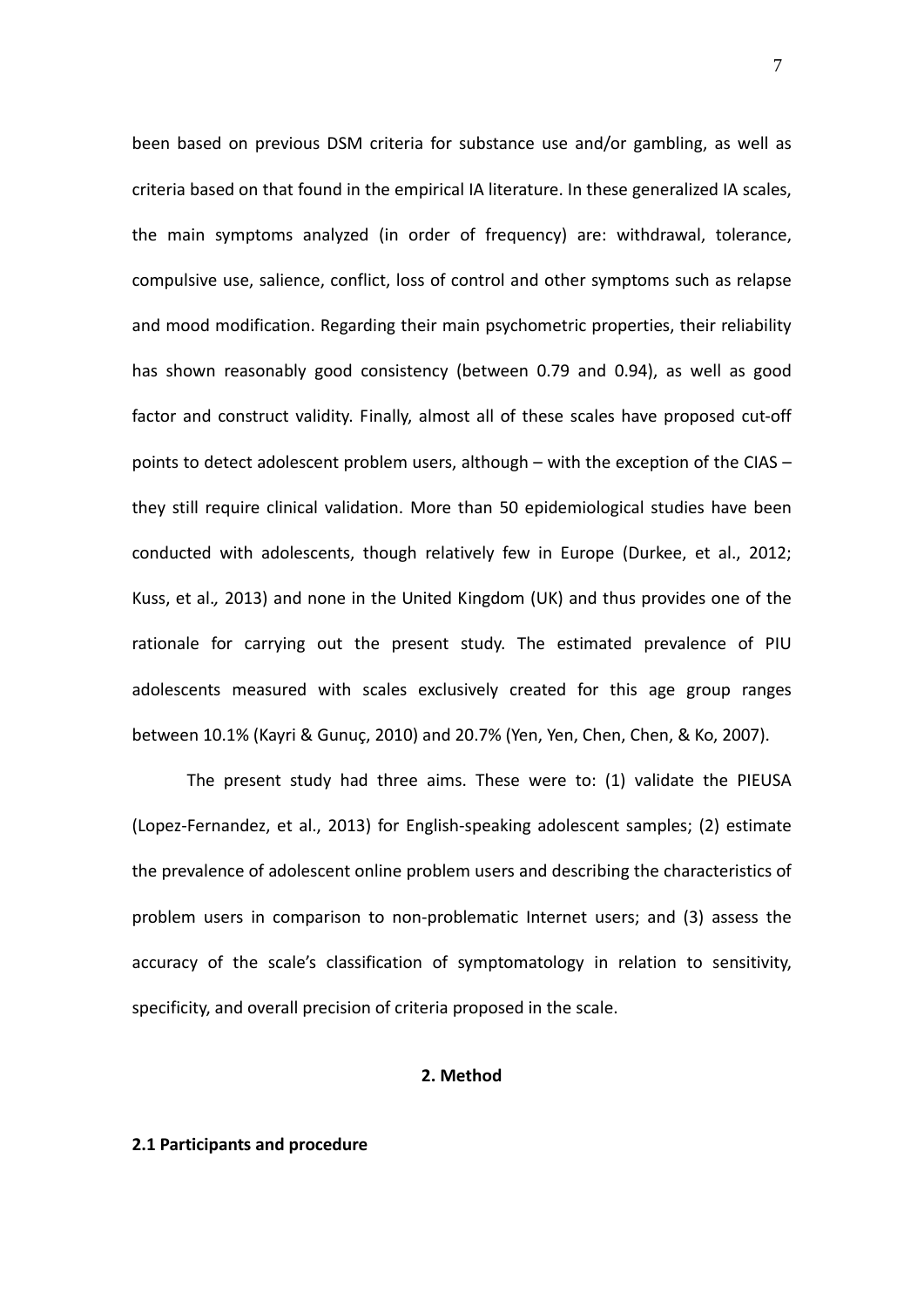been based on previous DSM criteria for substance use and/or gambling, as well as criteria based on that found in the empirical IA literature. In these generalized IA scales, the main symptoms analyzed (in order of frequency) are: withdrawal, tolerance, compulsive use, salience, conflict, loss of control and other symptoms such as relapse and mood modification. Regarding their main psychometric properties, their reliability has shown reasonably good consistency (between 0.79 and 0.94), as well as good factor and construct validity. Finally, almost all of these scales have proposed cut-off points to detect adolescent problem users, although – with the exception of the CIAS – they still require clinical validation. More than 50 epidemiological studies have been conducted with adolescents, though relatively few in Europe (Durkee, et al., 2012; Kuss, et al*.,* 2013) and none in the United Kingdom (UK) and thus provides one of the rationale for carrying out the present study. The estimated prevalence of PIU adolescents measured with scales exclusively created for this age group ranges between 10.1% (Kayri & Gunuç, 2010) and 20.7% (Yen, Yen, Chen, Chen, & Ko, 2007).

The present study had three aims. These were to: (1) validate the PIEUSA (Lopez-Fernandez, et al., 2013) for English-speaking adolescent samples; (2) estimate the prevalence of adolescent online problem users and describing the characteristics of problem users in comparison to non-problematic Internet users; and (3) assess the accuracy of the scale's classification of symptomatology in relation to sensitivity, specificity, and overall precision of criteria proposed in the scale.

## 2. Method

### 2.1 Participants and procedure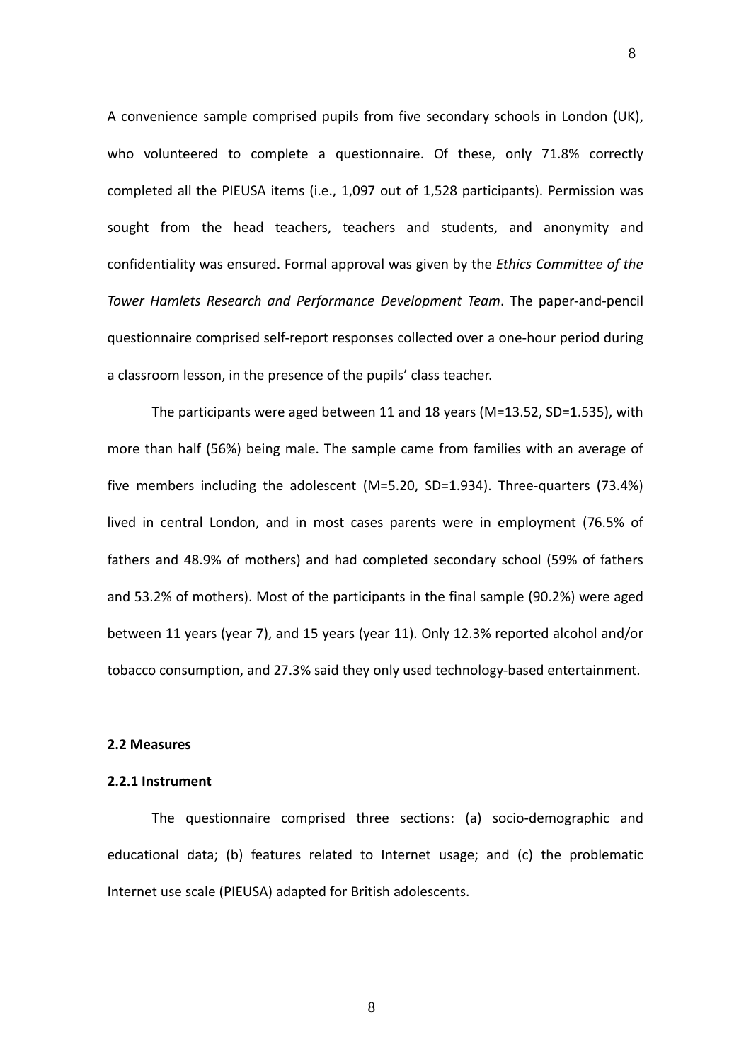A convenience sample comprised pupils from five secondary schools in London (UK), who volunteered to complete a questionnaire. Of these, only 71.8% correctly completed all the PIEUSA items (i.e., 1,097 out of 1,528 participants). Permission was sought from the head teachers, teachers and students, and anonymity and confidentiality was ensured. Formal approval was given by the *Ethics Committee of the Tower Hamlets Research and Performance Development Team*. The paper-and-pencil questionnaire comprised self-report responses collected over a one-hour period during a classroom lesson, in the presence of the pupils' class teacher.

The participants were aged between 11 and 18 years (M=13.52, SD=1.535), with more than half (56%) being male. The sample came from families with an average of five members including the adolescent (M=5.20, SD=1.934). Three-quarters (73.4%) lived in central London, and in most cases parents were in employment (76.5% of fathers and 48.9% of mothers) and had completed secondary school (59% of fathers and 53.2% of mothers). Most of the participants in the final sample (90.2%) were aged between 11 years (year 7), and 15 years (year 11). Only 12.3% reported alcohol and/or tobacco consumption, and 27.3% said they only used technology-based entertainment.

### 2.2 Measures

#### 2.2.1 Instrument

The questionnaire comprised three sections: (a) socio-demographic and educational data; (b) features related to Internet usage; and (c) the problematic Internet use scale (PIEUSA) adapted for British adolescents.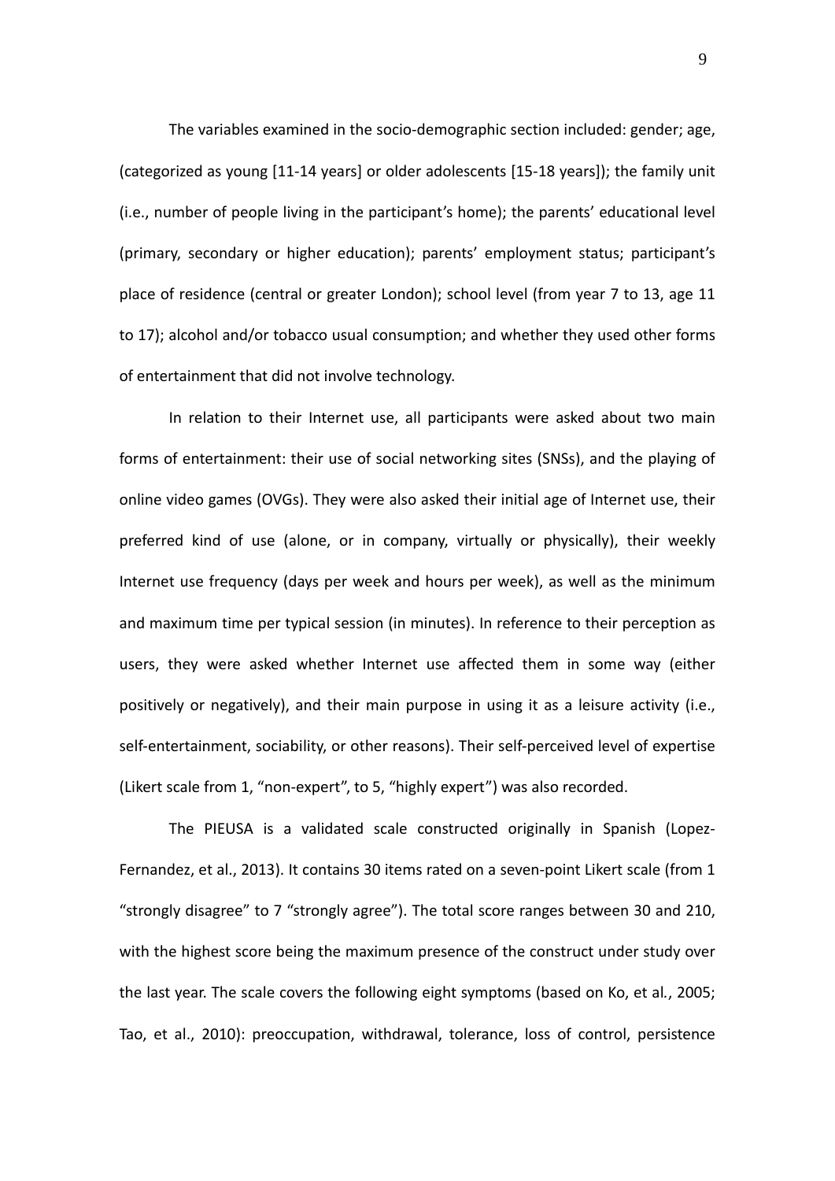The variables examined in the socio-demographic section included: gender; age, (categorized as young [11-14 years] or older adolescents [15-18 years]); the family unit (i.e., number of people living in the participant's home); the parents' educational level (primary, secondary or higher education); parents' employment status; participant's place of residence (central or greater London); school level (from year 7 to 13, age 11 to 17); alcohol and/or tobacco usual consumption; and whether they used other forms of entertainment that did not involve technology.

In relation to their Internet use, all participants were asked about two main forms of entertainment: their use of social networking sites (SNSs), and the playing of online video games (OVGs). They were also asked their initial age of Internet use, their preferred kind of use (alone, or in company, virtually or physically), their weekly Internet use frequency (days per week and hours per week), as well as the minimum and maximum time per typical session (in minutes). In reference to their perception as users, they were asked whether Internet use affected them in some way (either positively or negatively), and their main purpose in using it as a leisure activity (i.e., self-entertainment, sociability, or other reasons). Their self-perceived level of expertise (Likert scale from 1, "non-expert", to 5, "highly expert") was also recorded.

The PIEUSA is a validated scale constructed originally in Spanish (Lopez-Fernandez, et al., 2013). It contains 30 items rated on a seven-point Likert scale (from 1 "strongly disagree" to 7 "strongly agree"). The total score ranges between 30 and 210, with the highest score being the maximum presence of the construct under study over the last year. The scale covers the following eight symptoms (based on Ko, et al., 2005; Tao, et al., 2010): preoccupation, withdrawal, tolerance, loss of control, persistence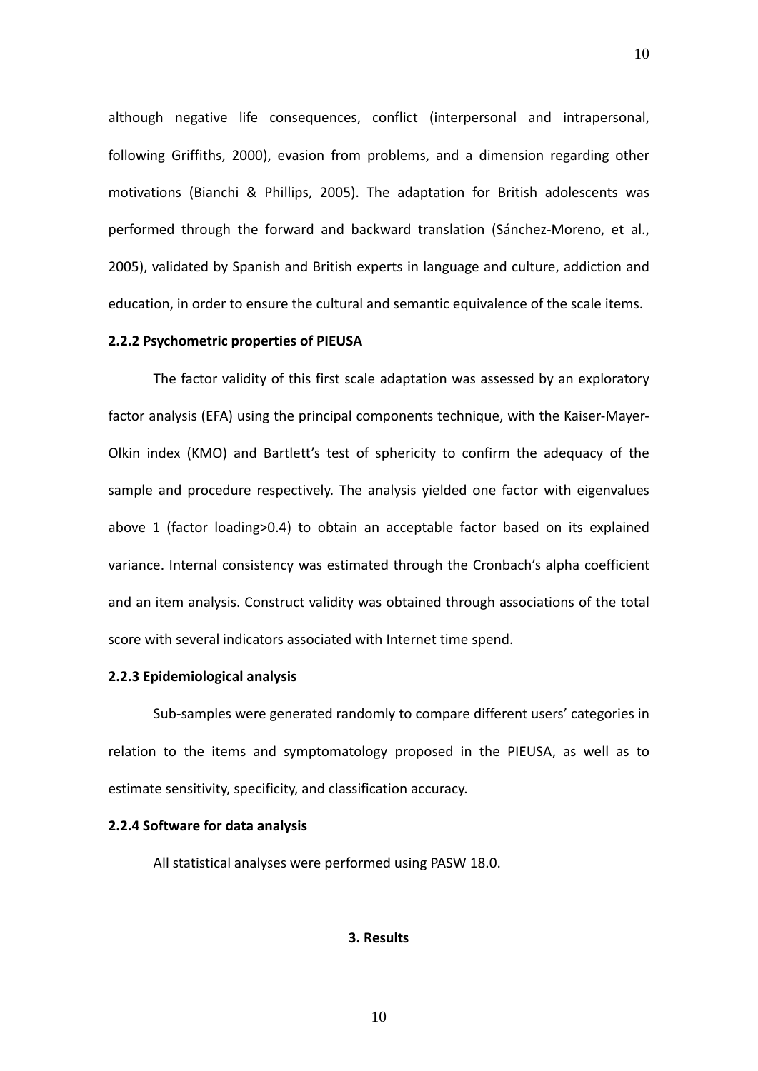although negative life consequences, conflict (interpersonal and intrapersonal, following Griffiths, 2000), evasion from problems, and a dimension regarding other motivations (Bianchi & Phillips, 2005). The adaptation for British adolescents was performed through the forward and backward translation (Sánchez-Moreno, et al., 2005), validated by Spanish and British experts in language and culture, addiction and education, in order to ensure the cultural and semantic equivalence of the scale items.

### 2.2.2 Psychometric properties of PIEUSA

The factor validity of this first scale adaptation was assessed by an exploratory factor analysis (EFA) using the principal components technique, with the Kaiser-Mayer-Olkin index (KMO) and Bartlett's test of sphericity to confirm the adequacy of the sample and procedure respectively. The analysis yielded one factor with eigenvalues above 1 (factor loading>0.4) to obtain an acceptable factor based on its explained variance. Internal consistency was estimated through the Cronbach's alpha coefficient and an item analysis. Construct validity was obtained through associations of the total score with several indicators associated with Internet time spend.

### 2.2.3 Epidemiological analysis

Sub-samples were generated randomly to compare different users' categories in relation to the items and symptomatology proposed in the PIEUSA, as well as to estimate sensitivity, specificity, and classification accuracy.

### 2.2.4 Software for data analysis

All statistical analyses were performed using PASW 18.0.

## 3. Results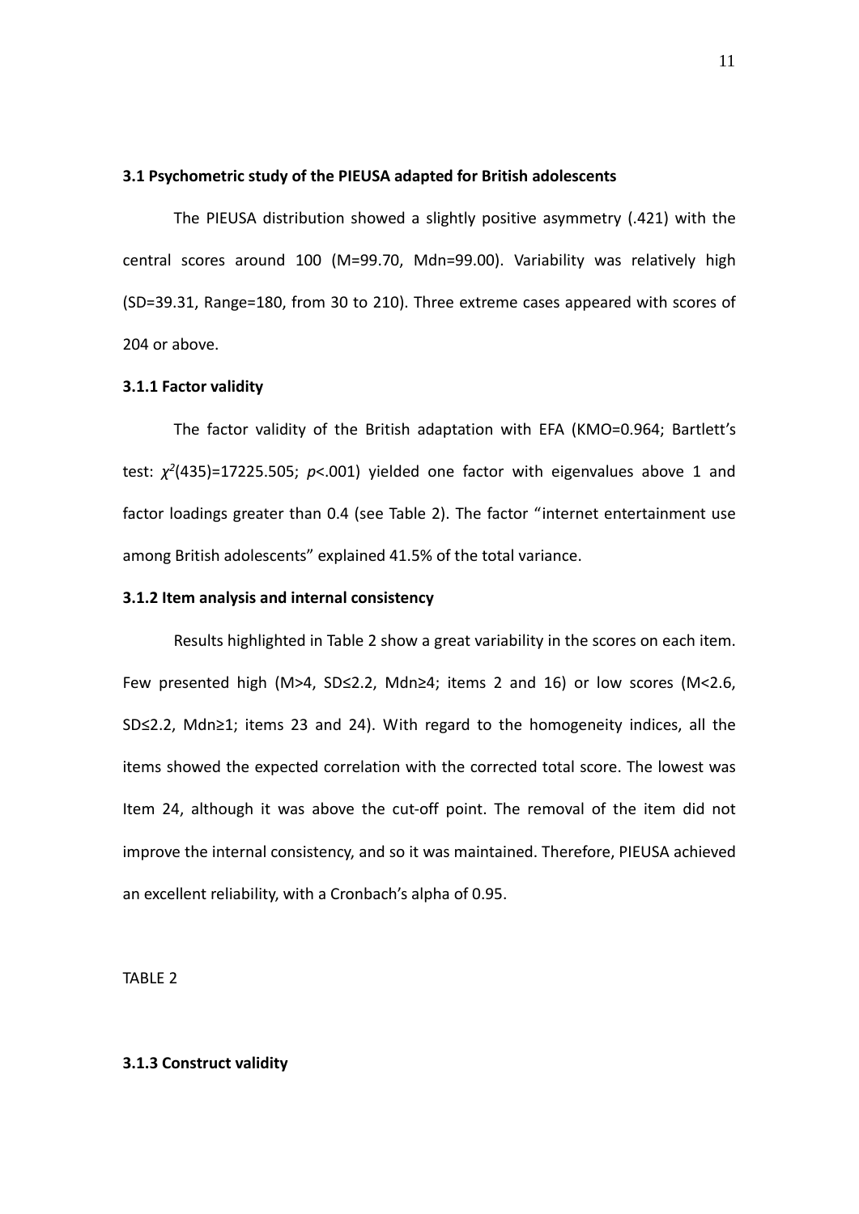### 3.1 Psychometric study of the PIEUSA adapted for British adolescents

The PIEUSA distribution showed a slightly positive asymmetry (.421) with the central scores around 100 (M=99.70, Mdn=99.00). Variability was relatively high (SD=39.31, Range=180, from 30 to 210). Three extreme cases appeared with scores of 204 or above.

#### 3.1.1 Factor validity

The factor validity of the British adaptation with EFA (KMO=0.964; Bartlett's test: $\chi^2(435)=17225.505$; $p<.001$) yielded one factor with eigenvalues above 1 and factor loadings greater than 0.4 (see Table 2). The factor "internet entertainment use among British adolescents" explained 41.5% of the total variance.

#### 3.1.2 Item analysis and internal consistency

Results highlighted in Table 2 show a great variability in the scores on each item. Few presented high (M>4, SD≤2.2, Mdn≥4; items 2 and 16) or low scores (M<2.6, SD≤2.2, Mdn≥1; items 23 and 24). With regard to the homogeneity indices, all the items showed the expected correlation with the corrected total score. The lowest was Item 24, although it was above the cut-off point. The removal of the item did not improve the internal consistency, and so it was maintained. Therefore, PIEUSA achieved an excellent reliability, with a Cronbach's alpha of 0.95.

TABLE 2

#### 3.1.3 Construct validity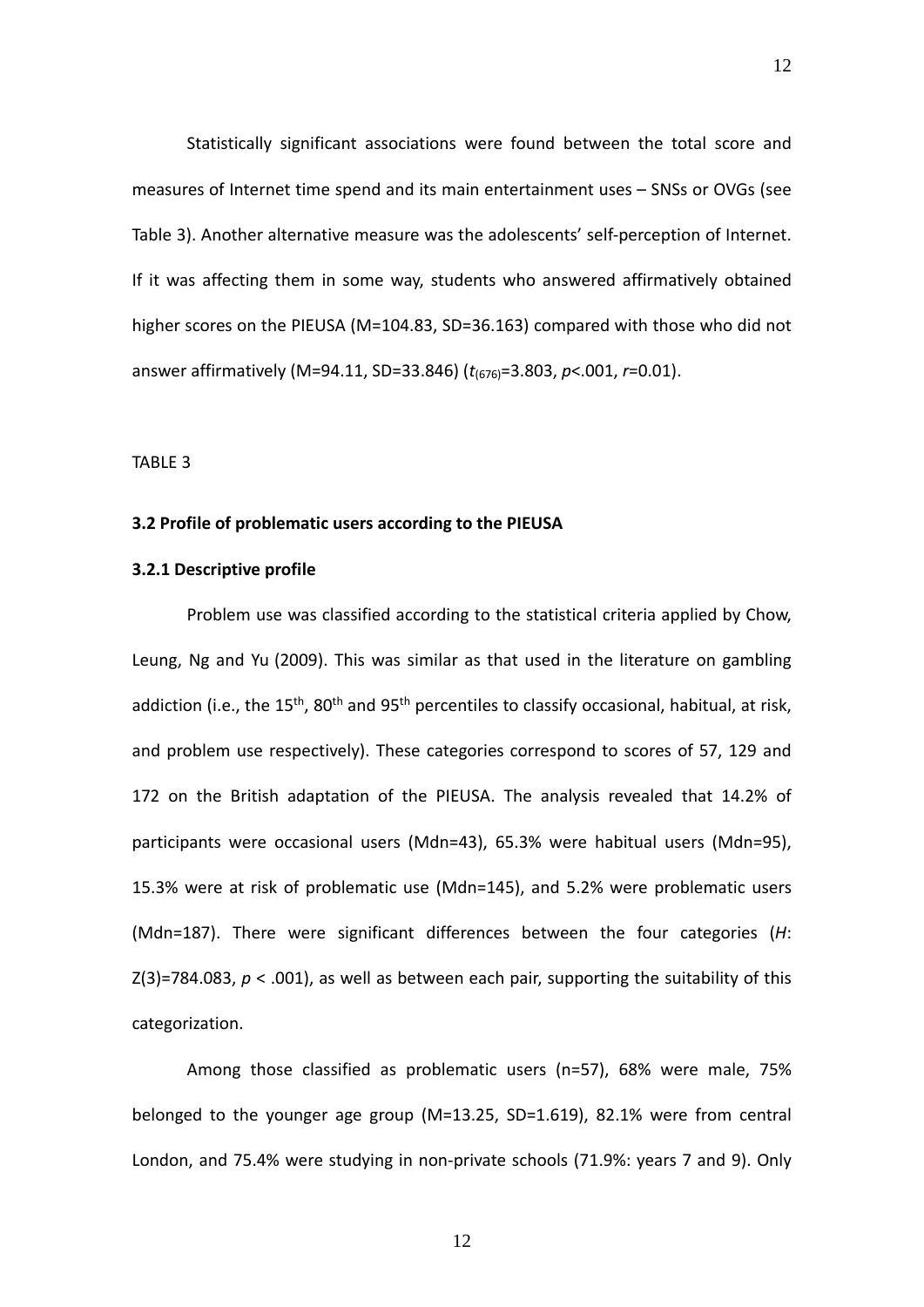Statistically significant associations were found between the total score and measures of Internet time spend and its main entertainment uses – SNSs or OVGs (see Table 3). Another alternative measure was the adolescents' self-perception of Internet. If it was affecting them in some way, students who answered affirmatively obtained higher scores on the PIEUSA (M=104.83, SD=36.163) compared with those who did not answer affirmatively (M=94.11, SD=33.846) ($t_{(676)}$=3.803, $p$<.001, $r$=0.01).

TABLE 3

### 3.2 Profile of problematic users according to the PIEUSA

#### 3.2.1 Descriptive profile

Problem use was classified according to the statistical criteria applied by Chow, Leung, Ng and Yu (2009). This was similar as that used in the literature on gambling addiction (i.e., the 15th, 80th and 95th percentiles to classify occasional, habitual, at risk, and problem use respectively). These categories correspond to scores of 57, 129 and 172 on the British adaptation of the PIEUSA. The analysis revealed that 14.2% of participants were occasional users (Mdn=43), 65.3% were habitual users (Mdn=95), 15.3% were at risk of problematic use (Mdn=145), and 5.2% were problematic users (Mdn=187). There were significant differences between the four categories ($H$: Z(3)=784.083, $p$ < .001), as well as between each pair, supporting the suitability of this categorization.

Among those classified as problematic users (n=57), 68% were male, 75% belonged to the younger age group (M=13.25, SD=1.619), 82.1% were from central London, and 75.4% were studying in non-private schools (71.9%: years 7 and 9). Only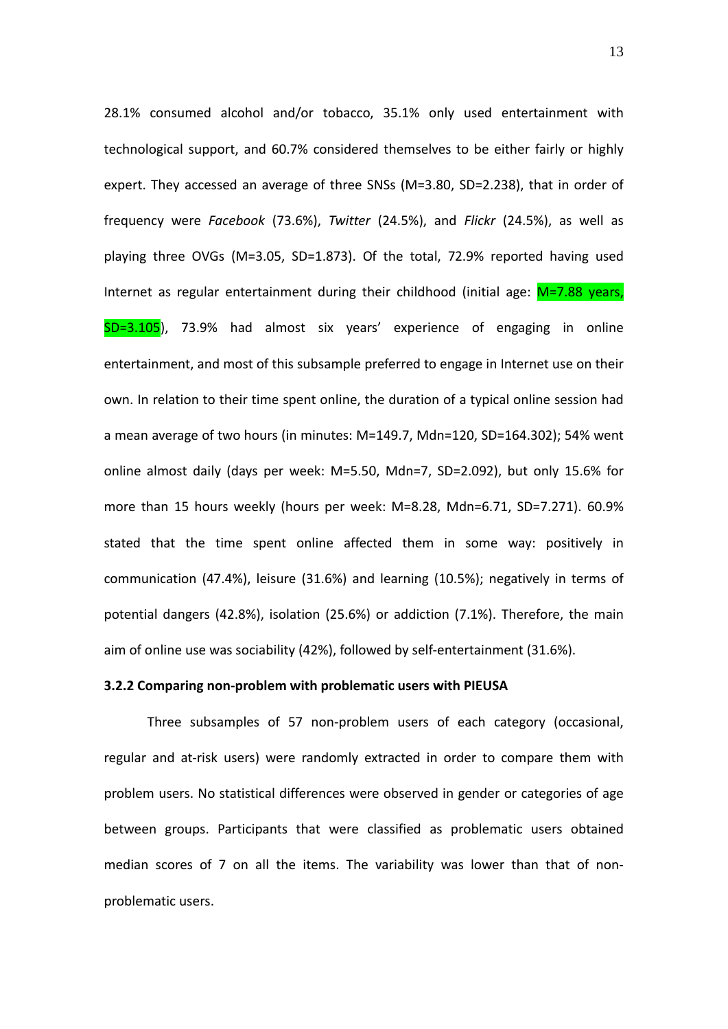28.1% consumed alcohol and/or tobacco, 35.1% only used entertainment with technological support, and 60.7% considered themselves to be either fairly or highly expert. They accessed an average of three SNSs (M=3.80, SD=2.238), that in order of frequency were *Facebook* (73.6%), *Twitter* (24.5%), and *Flickr* (24.5%), as well as playing three OVGs (M=3.05, SD=1.873). Of the total, 72.9% reported having used Internet as regular entertainment during their childhood (initial age: M=7.88 years, SD=3.105), 73.9% had almost six years' experience of engaging in online entertainment, and most of this subsample preferred to engage in Internet use on their own. In relation to their time spent online, the duration of a typical online session had a mean average of two hours (in minutes: M=149.7, Mdn=120, SD=164.302); 54% went online almost daily (days per week: M=5.50, Mdn=7, SD=2.092), but only 15.6% for more than 15 hours weekly (hours per week: M=8.28, Mdn=6.71, SD=7.271). 60.9% stated that the time spent online affected them in some way: positively in communication (47.4%), leisure (31.6%) and learning (10.5%); negatively in terms of potential dangers (42.8%), isolation (25.6%) or addiction (7.1%). Therefore, the main aim of online use was sociability (42%), followed by self-entertainment (31.6%).

### 3.2.2 Comparing non-problem with problematic users with PIEUSA

Three subsamples of 57 non-problem users of each category (occasional, regular and at-risk users) were randomly extracted in order to compare them with problem users. No statistical differences were observed in gender or categories of age between groups. Participants that were classified as problematic users obtained median scores of 7 on all the items. The variability was lower than that of non-problematic users.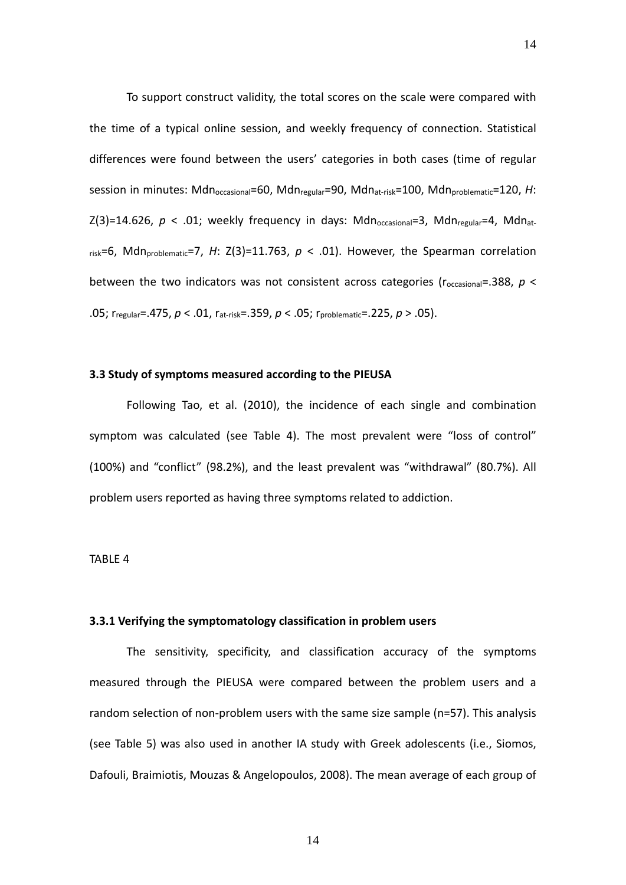To support construct validity, the total scores on the scale were compared with the time of a typical online session, and weekly frequency of connection. Statistical differences were found between the users' categories in both cases (time of regular session in minutes: $Mdn_{occasional}$=60, $Mdn_{regular}$=90, $Mdn_{at\text{-}risk}$=100, $Mdn_{problematic}$=120, *H*: Z(3)=14.626, $p < .01$; weekly frequency in days: $Mdn_{occasional}$=3, $Mdn_{regular}$=4, $Mdn_{at\text{-}risk}$=6, $Mdn_{problematic}$=7, *H*: Z(3)=11.763, $p < .01$). However, the Spearman correlation between the two indicators was not consistent across categories ($r_{occasional}$=.388, $p < .05$; $r_{regular}$=.475, $p < .01$, $r_{at\text{-}risk}$=.359, $p < .05$; $r_{problematic}$=.225, $p > .05$).

### 3.3 Study of symptoms measured according to the PIEUSA

Following Tao, et al. (2010), the incidence of each single and combination symptom was calculated (see Table 4). The most prevalent were "loss of control" (100%) and "conflict" (98.2%), and the least prevalent was "withdrawal" (80.7%). All problem users reported as having three symptoms related to addiction.

TABLE 4

#### 3.3.1 Verifying the symptomatology classification in problem users

The sensitivity, specificity, and classification accuracy of the symptoms measured through the PIEUSA were compared between the problem users and a random selection of non-problem users with the same size sample (n=57). This analysis (see Table 5) was also used in another IA study with Greek adolescents (i.e., Siomos, Dafouli, Braimiotis, Mouzas & Angelopoulos, 2008). The mean average of each group of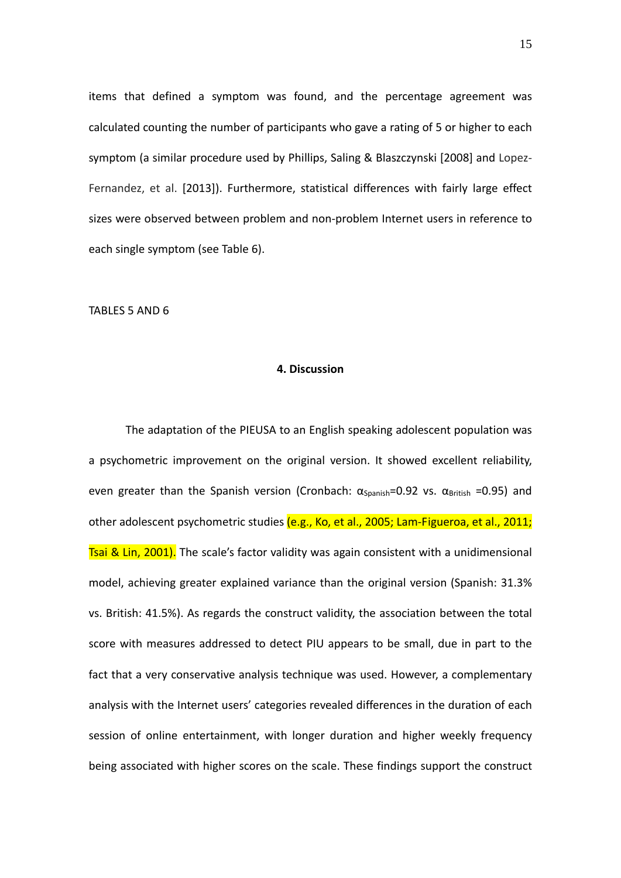items that defined a symptom was found, and the percentage agreement was calculated counting the number of participants who gave a rating of 5 or higher to each symptom (a similar procedure used by Phillips, Saling & Blaszczynski [2008] and Lopez-Fernandez, et al. [2013]). Furthermore, statistical differences with fairly large effect sizes were observed between problem and non-problem Internet users in reference to each single symptom (see Table 6).

TABLES 5 AND 6

## 4. Discussion

The adaptation of the PIEUSA to an English speaking adolescent population was a psychometric improvement on the original version. It showed excellent reliability, even greater than the Spanish version (Cronbach: $\alpha_{Spanish}$=0.92 vs. $\alpha_{British}$ =0.95) and other adolescent psychometric studies (e.g., Ko, et al., 2005; Lam-Figueroa, et al., 2011; Tsai & Lin, 2001). The scale's factor validity was again consistent with a unidimensional model, achieving greater explained variance than the original version (Spanish: 31.3% vs. British: 41.5%). As regards the construct validity, the association between the total score with measures addressed to detect PIU appears to be small, due in part to the fact that a very conservative analysis technique was used. However, a complementary analysis with the Internet users' categories revealed differences in the duration of each session of online entertainment, with longer duration and higher weekly frequency being associated with higher scores on the scale. These findings support the construct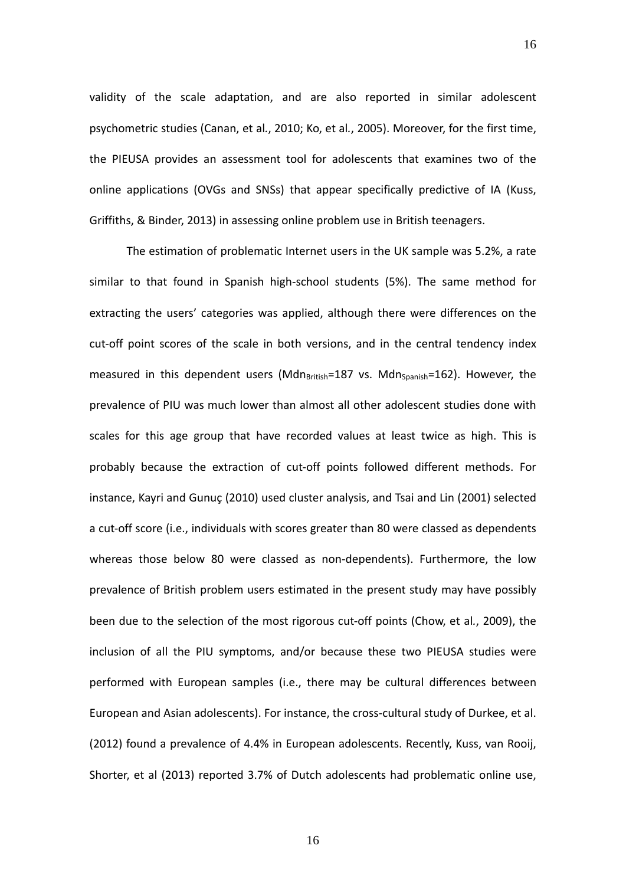validity of the scale adaptation, and are also reported in similar adolescent psychometric studies (Canan, et al., 2010; Ko, et al., 2005). Moreover, for the first time, the PIEUSA provides an assessment tool for adolescents that examines two of the online applications (OVGs and SNSs) that appear specifically predictive of IA (Kuss, Griffiths, & Binder, 2013) in assessing online problem use in British teenagers.

The estimation of problematic Internet users in the UK sample was 5.2%, a rate similar to that found in Spanish high-school students (5%). The same method for extracting the users' categories was applied, although there were differences on the cut-off point scores of the scale in both versions, and in the central tendency index measured in this dependent users ($Mdn_{British}$=187 vs. $Mdn_{Spanish}$=162). However, the prevalence of PIU was much lower than almost all other adolescent studies done with scales for this age group that have recorded values at least twice as high. This is probably because the extraction of cut-off points followed different methods. For instance, Kayri and Gunuç (2010) used cluster analysis, and Tsai and Lin (2001) selected a cut-off score (i.e., individuals with scores greater than 80 were classed as dependents whereas those below 80 were classed as non-dependents). Furthermore, the low prevalence of British problem users estimated in the present study may have possibly been due to the selection of the most rigorous cut-off points (Chow, et al., 2009), the inclusion of all the PIU symptoms, and/or because these two PIEUSA studies were performed with European samples (i.e., there may be cultural differences between European and Asian adolescents). For instance, the cross-cultural study of Durkee, et al. (2012) found a prevalence of 4.4% in European adolescents. Recently, Kuss, van Rooij, Shorter, et al (2013) reported 3.7% of Dutch adolescents had problematic online use,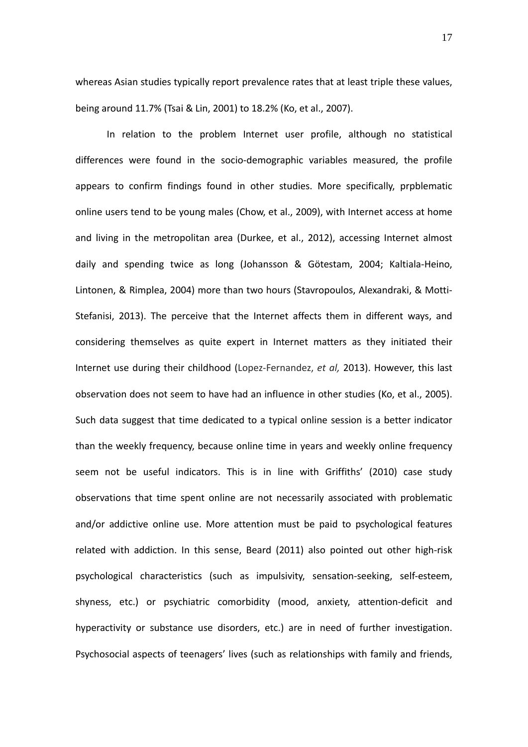whereas Asian studies typically report prevalence rates that at least triple these values, being around 11.7% (Tsai & Lin, 2001) to 18.2% (Ko, et al., 2007).

In relation to the problem Internet user profile, although no statistical differences were found in the socio-demographic variables measured, the profile appears to confirm findings found in other studies. More specifically, prpblematic online users tend to be young males (Chow, et al., 2009), with Internet access at home and living in the metropolitan area (Durkee, et al., 2012), accessing Internet almost daily and spending twice as long (Johansson & Götestam, 2004; Kaltiala-Heino, Lintonen, & Rimplea, 2004) more than two hours (Stavropoulos, Alexandraki, & Motti-Stefanisi, 2013). The perceive that the Internet affects them in different ways, and considering themselves as quite expert in Internet matters as they initiated their Internet use during their childhood (Lopez-Fernandez, *et al,* 2013). However, this last observation does not seem to have had an influence in other studies (Ko, et al., 2005). Such data suggest that time dedicated to a typical online session is a better indicator than the weekly frequency, because online time in years and weekly online frequency seem not be useful indicators. This is in line with Griffiths' (2010) case study observations that time spent online are not necessarily associated with problematic and/or addictive online use. More attention must be paid to psychological features related with addiction. In this sense, Beard (2011) also pointed out other high-risk psychological characteristics (such as impulsivity, sensation-seeking, self-esteem, shyness, etc.) or psychiatric comorbidity (mood, anxiety, attention-deficit and hyperactivity or substance use disorders, etc.) are in need of further investigation. Psychosocial aspects of teenagers' lives (such as relationships with family and friends,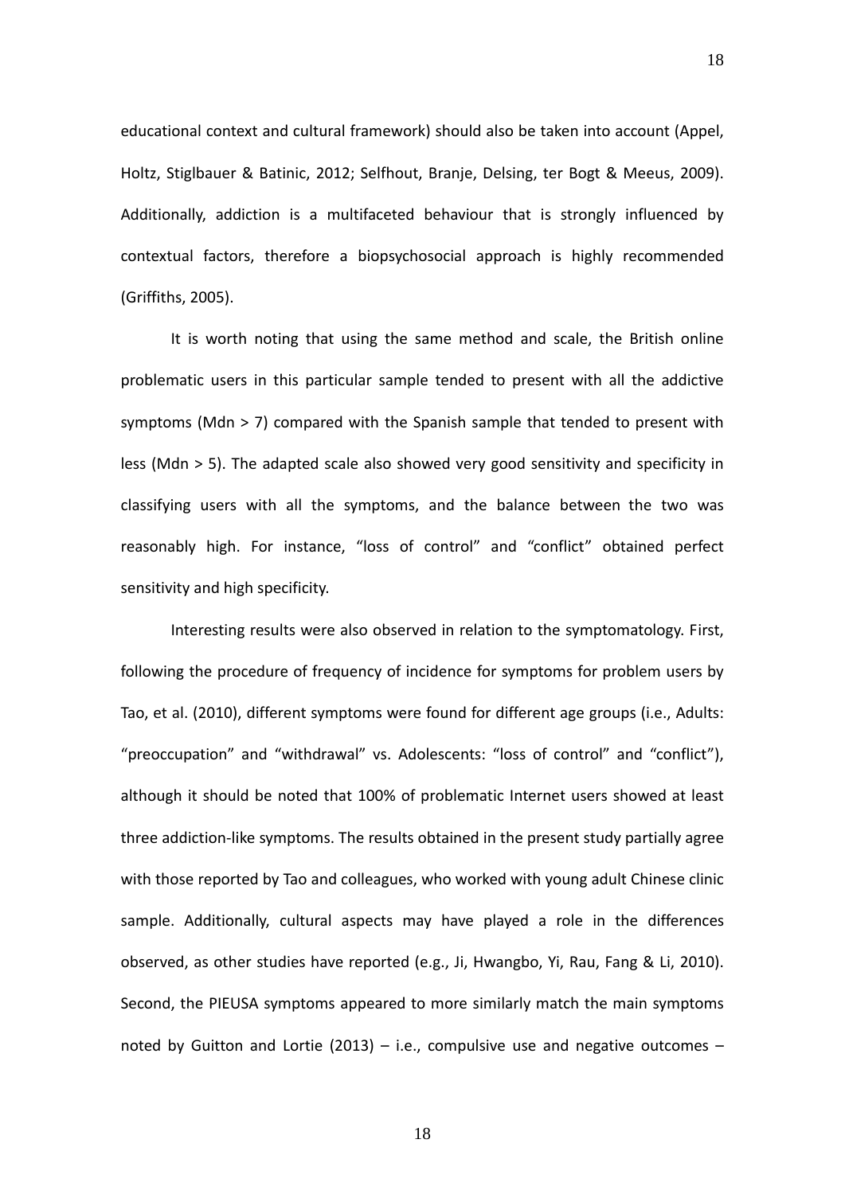educational context and cultural framework) should also be taken into account (Appel, Holtz, Stiglbauer & Batinic, 2012; Selfhout, Branje, Delsing, ter Bogt & Meeus, 2009). Additionally, addiction is a multifaceted behaviour that is strongly influenced by contextual factors, therefore a biopsychosocial approach is highly recommended (Griffiths, 2005).

It is worth noting that using the same method and scale, the British online problematic users in this particular sample tended to present with all the addictive symptoms (Mdn > 7) compared with the Spanish sample that tended to present with less (Mdn > 5). The adapted scale also showed very good sensitivity and specificity in classifying users with all the symptoms, and the balance between the two was reasonably high. For instance, "loss of control" and "conflict" obtained perfect sensitivity and high specificity.

Interesting results were also observed in relation to the symptomatology. First, following the procedure of frequency of incidence for symptoms for problem users by Tao, et al. (2010), different symptoms were found for different age groups (i.e., Adults: "preoccupation" and "withdrawal" vs. Adolescents: "loss of control" and "conflict"), although it should be noted that 100% of problematic Internet users showed at least three addiction-like symptoms. The results obtained in the present study partially agree with those reported by Tao and colleagues, who worked with young adult Chinese clinic sample. Additionally, cultural aspects may have played a role in the differences observed, as other studies have reported (e.g., Ji, Hwangbo, Yi, Rau, Fang & Li, 2010). Second, the PIEUSA symptoms appeared to more similarly match the main symptoms noted by Guitton and Lortie (2013) – i.e., compulsive use and negative outcomes –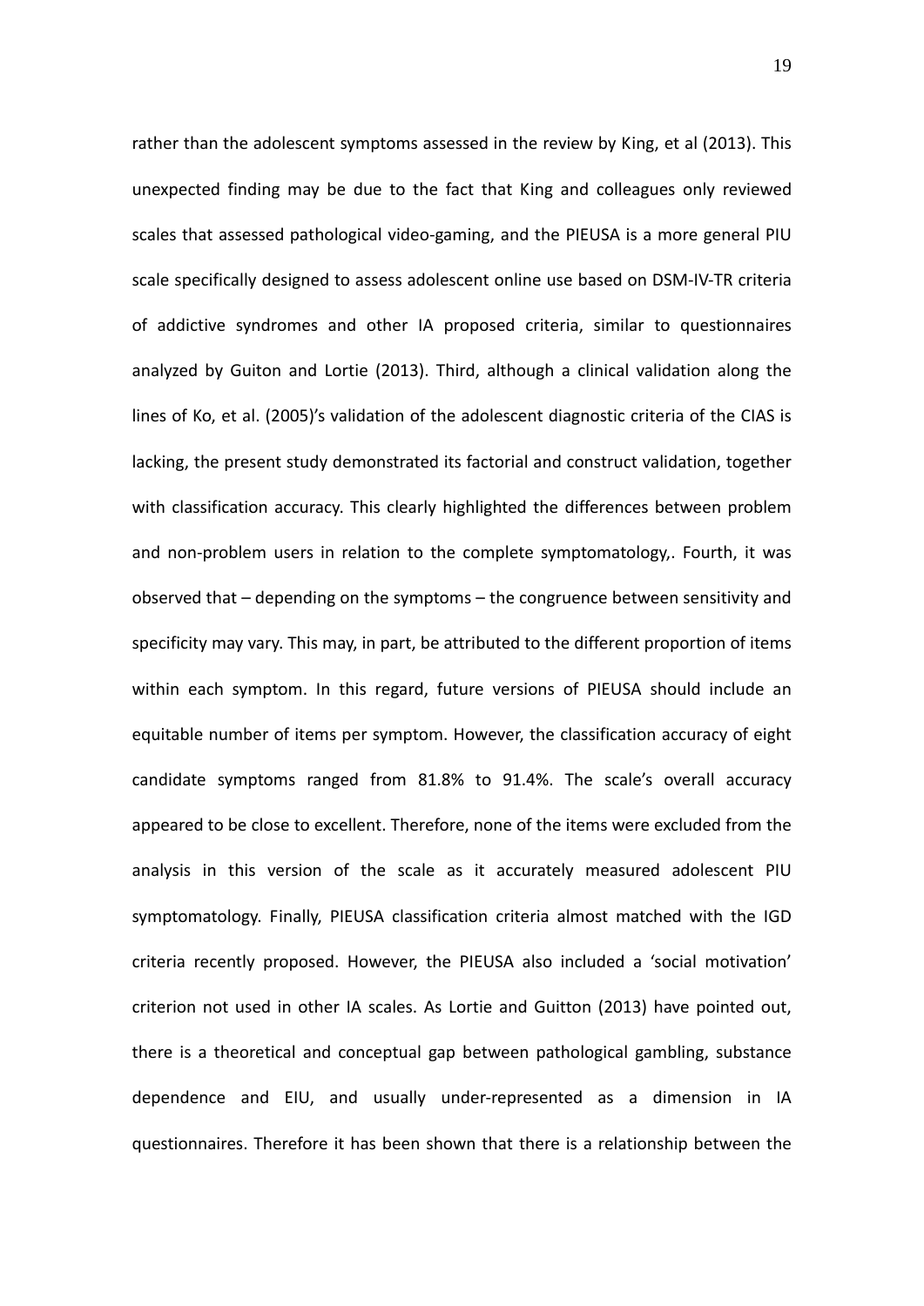rather than the adolescent symptoms assessed in the review by King, et al (2013). This unexpected finding may be due to the fact that King and colleagues only reviewed scales that assessed pathological video-gaming, and the PIEUSA is a more general PIU scale specifically designed to assess adolescent online use based on DSM-IV-TR criteria of addictive syndromes and other IA proposed criteria, similar to questionnaires analyzed by Guiton and Lortie (2013). Third, although a clinical validation along the lines of Ko, et al. (2005)'s validation of the adolescent diagnostic criteria of the CIAS is lacking, the present study demonstrated its factorial and construct validation, together with classification accuracy. This clearly highlighted the differences between problem and non-problem users in relation to the complete symptomatology,. Fourth, it was observed that – depending on the symptoms – the congruence between sensitivity and specificity may vary. This may, in part, be attributed to the different proportion of items within each symptom. In this regard, future versions of PIEUSA should include an equitable number of items per symptom. However, the classification accuracy of eight candidate symptoms ranged from 81.8% to 91.4%. The scale's overall accuracy appeared to be close to excellent. Therefore, none of the items were excluded from the analysis in this version of the scale as it accurately measured adolescent PIU symptomatology. Finally, PIEUSA classification criteria almost matched with the IGD criteria recently proposed. However, the PIEUSA also included a 'social motivation' criterion not used in other IA scales. As Lortie and Guitton (2013) have pointed out, there is a theoretical and conceptual gap between pathological gambling, substance dependence and EIU, and usually under-represented as a dimension in IA questionnaires. Therefore it has been shown that there is a relationship between the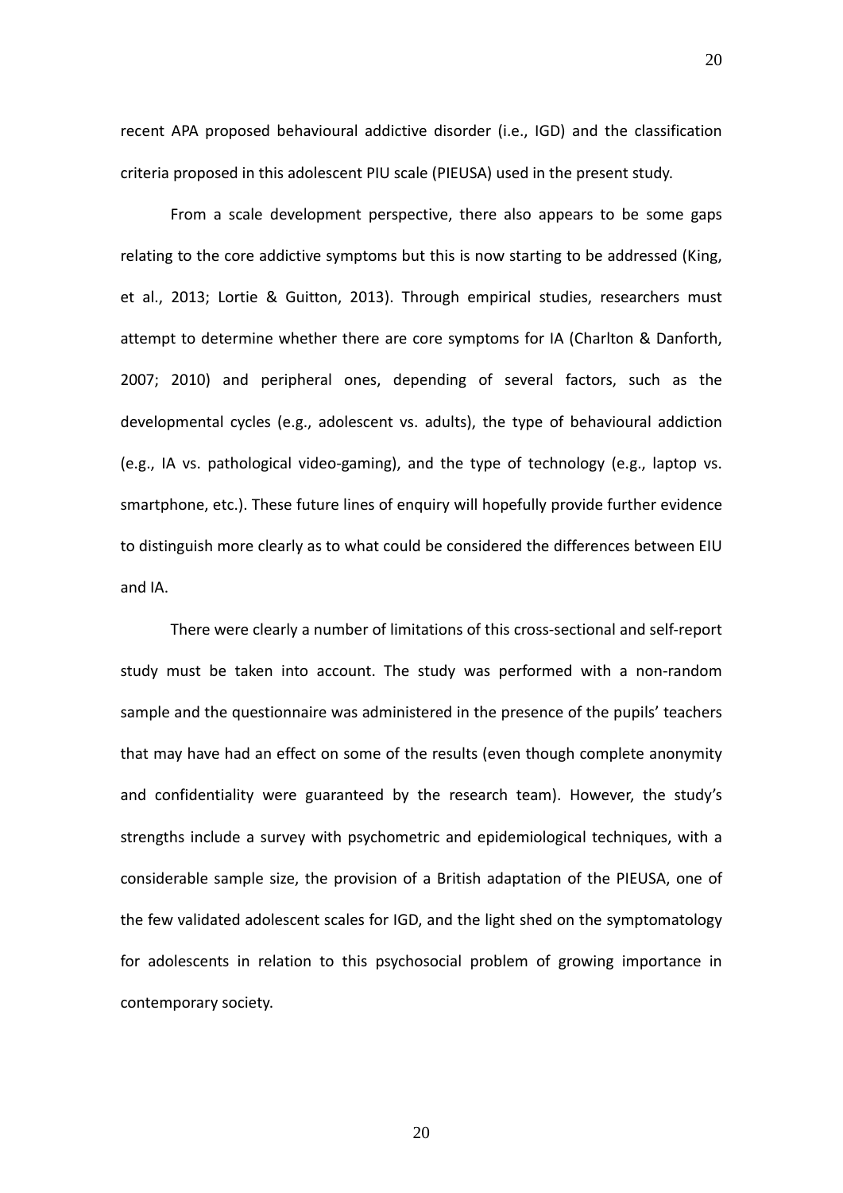recent APA proposed behavioural addictive disorder (i.e., IGD) and the classification criteria proposed in this adolescent PIU scale (PIEUSA) used in the present study.

From a scale development perspective, there also appears to be some gaps relating to the core addictive symptoms but this is now starting to be addressed (King, et al., 2013; Lortie & Guitton, 2013). Through empirical studies, researchers must attempt to determine whether there are core symptoms for IA (Charlton & Danforth, 2007; 2010) and peripheral ones, depending of several factors, such as the developmental cycles (e.g., adolescent vs. adults), the type of behavioural addiction (e.g., IA vs. pathological video-gaming), and the type of technology (e.g., laptop vs. smartphone, etc.). These future lines of enquiry will hopefully provide further evidence to distinguish more clearly as to what could be considered the differences between EIU and IA.

There were clearly a number of limitations of this cross-sectional and self-report study must be taken into account. The study was performed with a non-random sample and the questionnaire was administered in the presence of the pupils' teachers that may have had an effect on some of the results (even though complete anonymity and confidentiality were guaranteed by the research team). However, the study's strengths include a survey with psychometric and epidemiological techniques, with a considerable sample size, the provision of a British adaptation of the PIEUSA, one of the few validated adolescent scales for IGD, and the light shed on the symptomatology for adolescents in relation to this psychosocial problem of growing importance in contemporary society.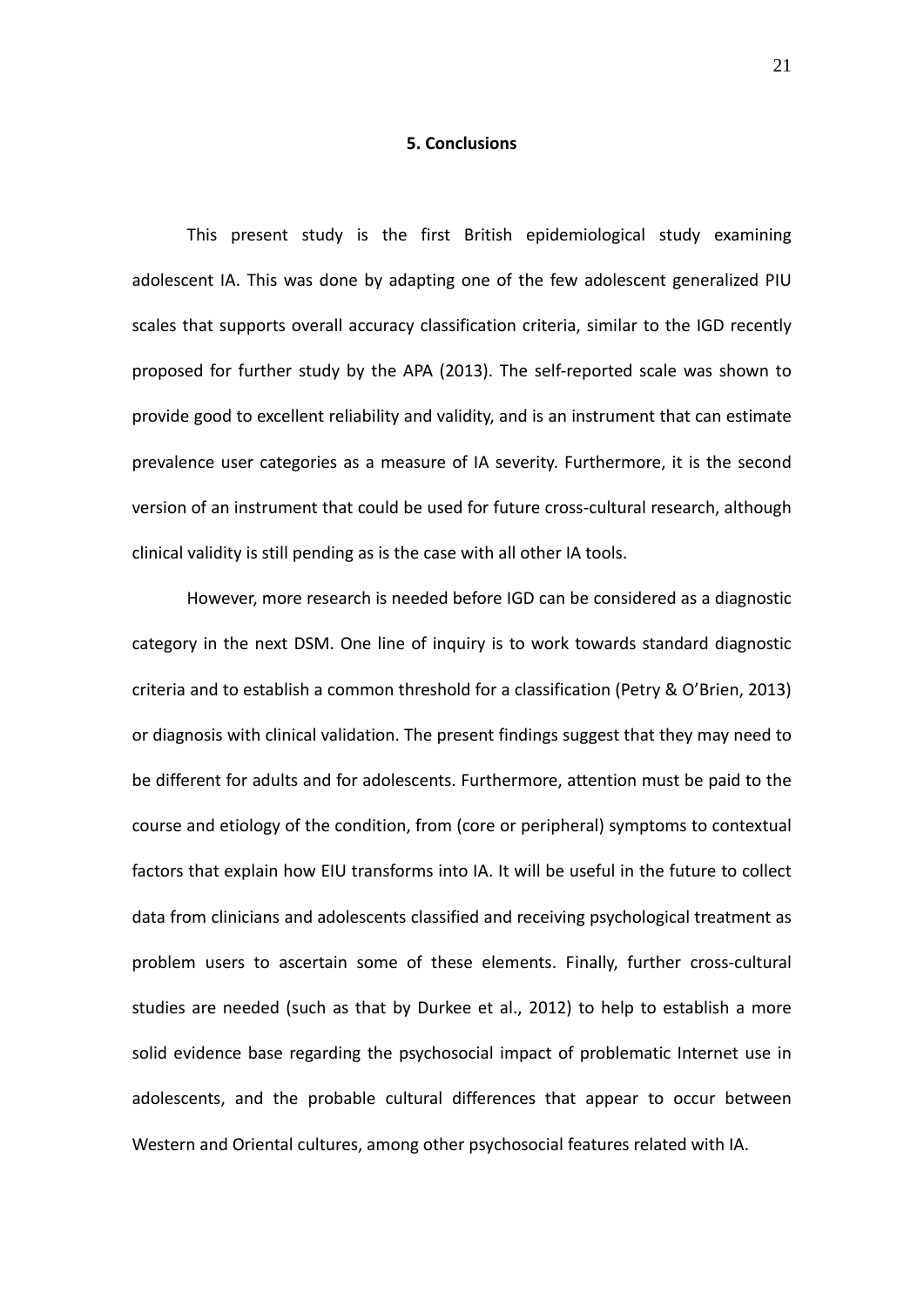## 5. Conclusions

This present study is the first British epidemiological study examining adolescent IA. This was done by adapting one of the few adolescent generalized PIU scales that supports overall accuracy classification criteria, similar to the IGD recently proposed for further study by the APA (2013). The self-reported scale was shown to provide good to excellent reliability and validity, and is an instrument that can estimate prevalence user categories as a measure of IA severity. Furthermore, it is the second version of an instrument that could be used for future cross-cultural research, although clinical validity is still pending as is the case with all other IA tools.

However, more research is needed before IGD can be considered as a diagnostic category in the next DSM. One line of inquiry is to work towards standard diagnostic criteria and to establish a common threshold for a classification (Petry & O'Brien, 2013) or diagnosis with clinical validation. The present findings suggest that they may need to be different for adults and for adolescents. Furthermore, attention must be paid to the course and etiology of the condition, from (core or peripheral) symptoms to contextual factors that explain how EIU transforms into IA. It will be useful in the future to collect data from clinicians and adolescents classified and receiving psychological treatment as problem users to ascertain some of these elements. Finally, further cross-cultural studies are needed (such as that by Durkee et al., 2012) to help to establish a more solid evidence base regarding the psychosocial impact of problematic Internet use in adolescents, and the probable cultural differences that appear to occur between Western and Oriental cultures, among other psychosocial features related with IA.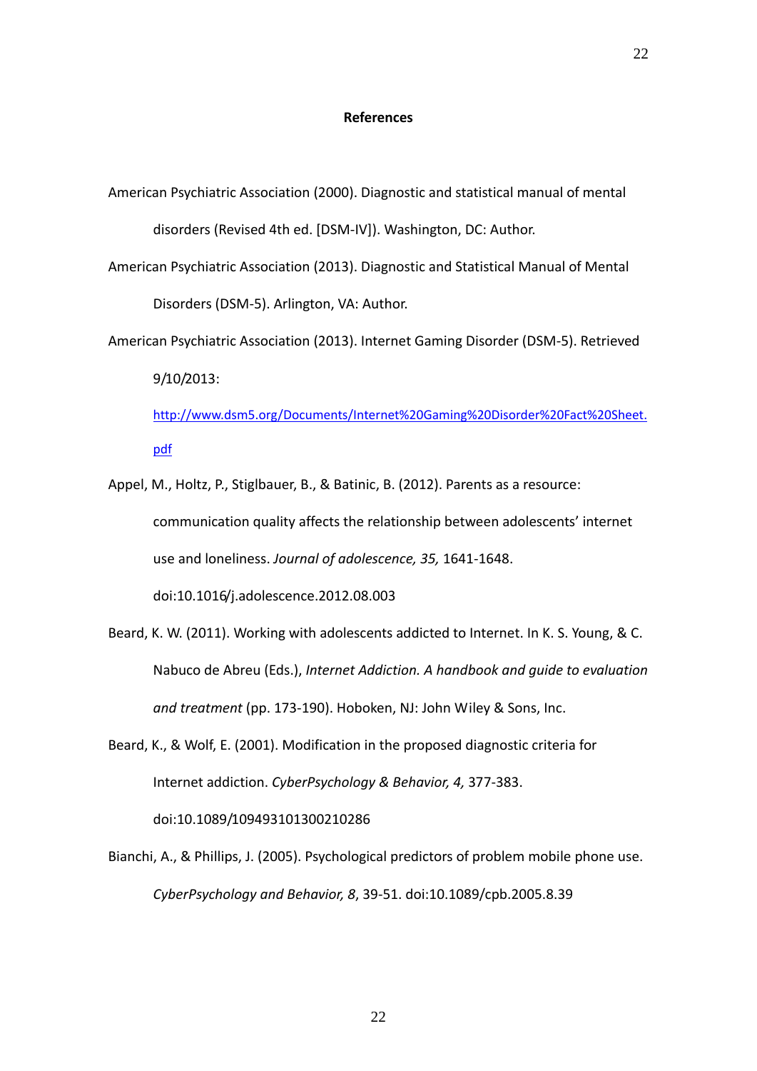## References

American Psychiatric Association (2000). Diagnostic and statistical manual of mental disorders (Revised 4th ed. [DSM-IV]). Washington, DC: Author.

American Psychiatric Association (2013). Diagnostic and Statistical Manual of Mental Disorders (DSM-5). Arlington, VA: Author.

American Psychiatric Association (2013). Internet Gaming Disorder (DSM-5). Retrieved 9/10/2013: http://www.dsm5.org/Documents/Internet%20Gaming%20Disorder%20Fact%20Sheet.pdf

Appel, M., Holtz, P., Stiglbauer, B., & Batinic, B. (2012). Parents as a resource: communication quality affects the relationship between adolescents' internet use and loneliness. *Journal of adolescence, 35,* 1641-1648. doi:10.1016/j.adolescence.2012.08.003

Beard, K. W. (2011). Working with adolescents addicted to Internet. In K. S. Young, & C. Nabuco de Abreu (Eds.), *Internet Addiction. A handbook and guide to evaluation and treatment* (pp. 173-190). Hoboken, NJ: John Wiley & Sons, Inc.

Beard, K., & Wolf, E. (2001). Modification in the proposed diagnostic criteria for Internet addiction. *CyberPsychology & Behavior, 4,* 377-383. doi:10.1089/109493101300210286

Bianchi, A., & Phillips, J. (2005). Psychological predictors of problem mobile phone use. *CyberPsychology and Behavior, 8*, 39-51. doi:10.1089/cpb.2005.8.39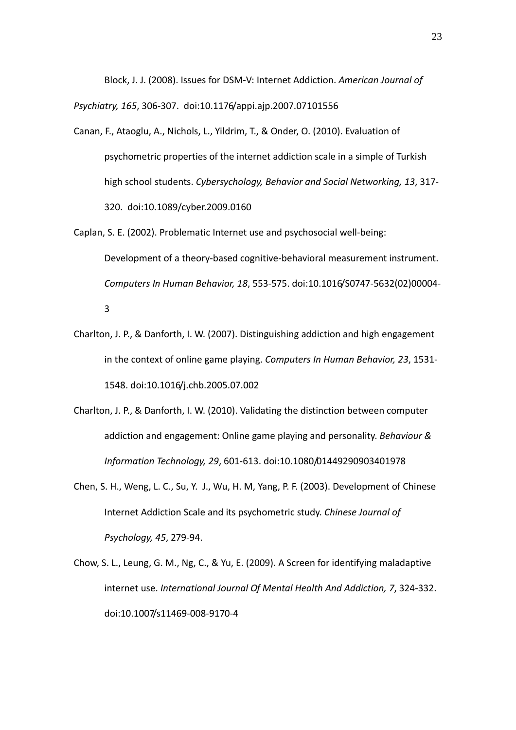Block, J. J. (2008). Issues for DSM-V: Internet Addiction. *American Journal of Psychiatry, 165*, 306-307. doi:10.1176/appi.ajp.2007.07101556

Canan, F., Ataoglu, A., Nichols, L., Yildrim, T., & Onder, O. (2010). Evaluation of psychometric properties of the internet addiction scale in a simple of Turkish high school students. *Cybersychology, Behavior and Social Networking, 13*, 317-320. doi:10.1089/cyber.2009.0160

Caplan, S. E. (2002). Problematic Internet use and psychosocial well-being: Development of a theory-based cognitive-behavioral measurement instrument. *Computers In Human Behavior, 18*, 553-575. doi:10.1016/S0747-5632(02)00004-3

Charlton, J. P., & Danforth, I. W. (2007). Distinguishing addiction and high engagement in the context of online game playing. *Computers In Human Behavior, 23*, 1531-1548. doi:10.1016/j.chb.2005.07.002

Charlton, J. P., & Danforth, I. W. (2010). Validating the distinction between computer addiction and engagement: Online game playing and personality. *Behaviour & Information Technology, 29*, 601-613. doi:10.1080/01449290903401978

Chen, S. H., Weng, L. C., Su, Y. J., Wu, H. M, Yang, P. F. (2003). Development of Chinese Internet Addiction Scale and its psychometric study. *Chinese Journal of Psychology, 45*, 279-94.

Chow, S. L., Leung, G. M., Ng, C., & Yu, E. (2009). A Screen for identifying maladaptive internet use. *International Journal Of Mental Health And Addiction, 7*, 324-332. doi:10.1007/s11469-008-9170-4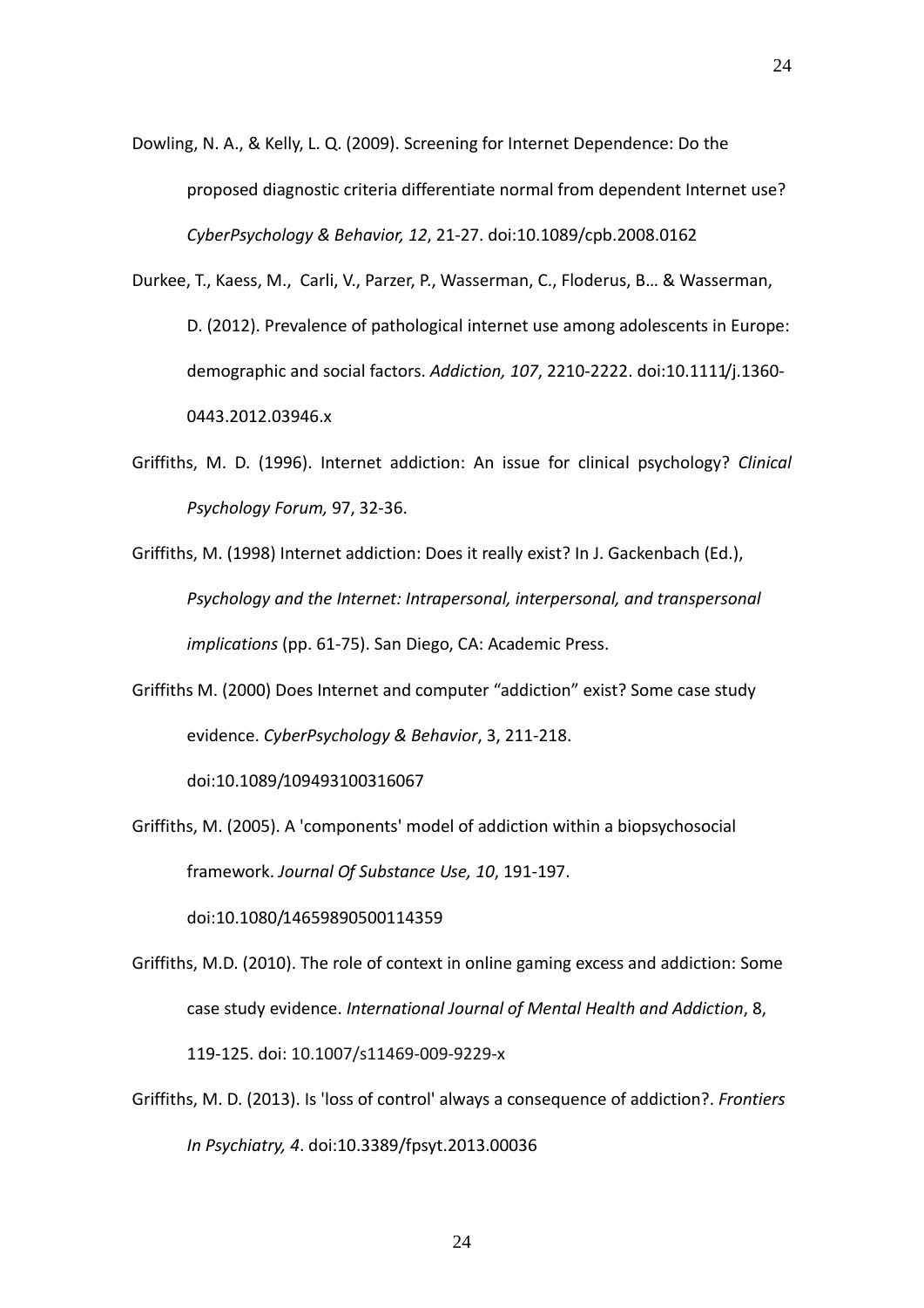Dowling, N. A., & Kelly, L. Q. (2009). Screening for Internet Dependence: Do the proposed diagnostic criteria differentiate normal from dependent Internet use? *CyberPsychology & Behavior, 12*, 21-27. doi:10.1089/cpb.2008.0162

Durkee, T., Kaess, M., Carli, V., Parzer, P., Wasserman, C., Floderus, B… & Wasserman, D. (2012). Prevalence of pathological internet use among adolescents in Europe: demographic and social factors. *Addiction, 107*, 2210-2222. doi:10.1111/j.1360-0443.2012.03946.x

Griffiths, M. D. (1996). Internet addiction: An issue for clinical psychology? *Clinical Psychology Forum,* 97, 32-36.

Griffiths, M. (1998) Internet addiction: Does it really exist? In J. Gackenbach (Ed.), *Psychology and the Internet: Intrapersonal, interpersonal, and transpersonal implications* (pp. 61-75). San Diego, CA: Academic Press.

Griffiths M. (2000) Does Internet and computer "addiction" exist? Some case study evidence. *CyberPsychology & Behavior*, 3, 211-218. doi:10.1089/109493100316067

Griffiths, M. (2005). A 'components' model of addiction within a biopsychosocial framework. *Journal Of Substance Use, 10*, 191-197. doi:10.1080/14659890500114359

Griffiths, M.D. (2010). The role of context in online gaming excess and addiction: Some case study evidence. *International Journal of Mental Health and Addiction*, 8, 119-125. doi: 10.1007/s11469-009-9229-x

Griffiths, M. D. (2013). Is 'loss of control' always a consequence of addiction?. *Frontiers In Psychiatry, 4*. doi:10.3389/fpsyt.2013.00036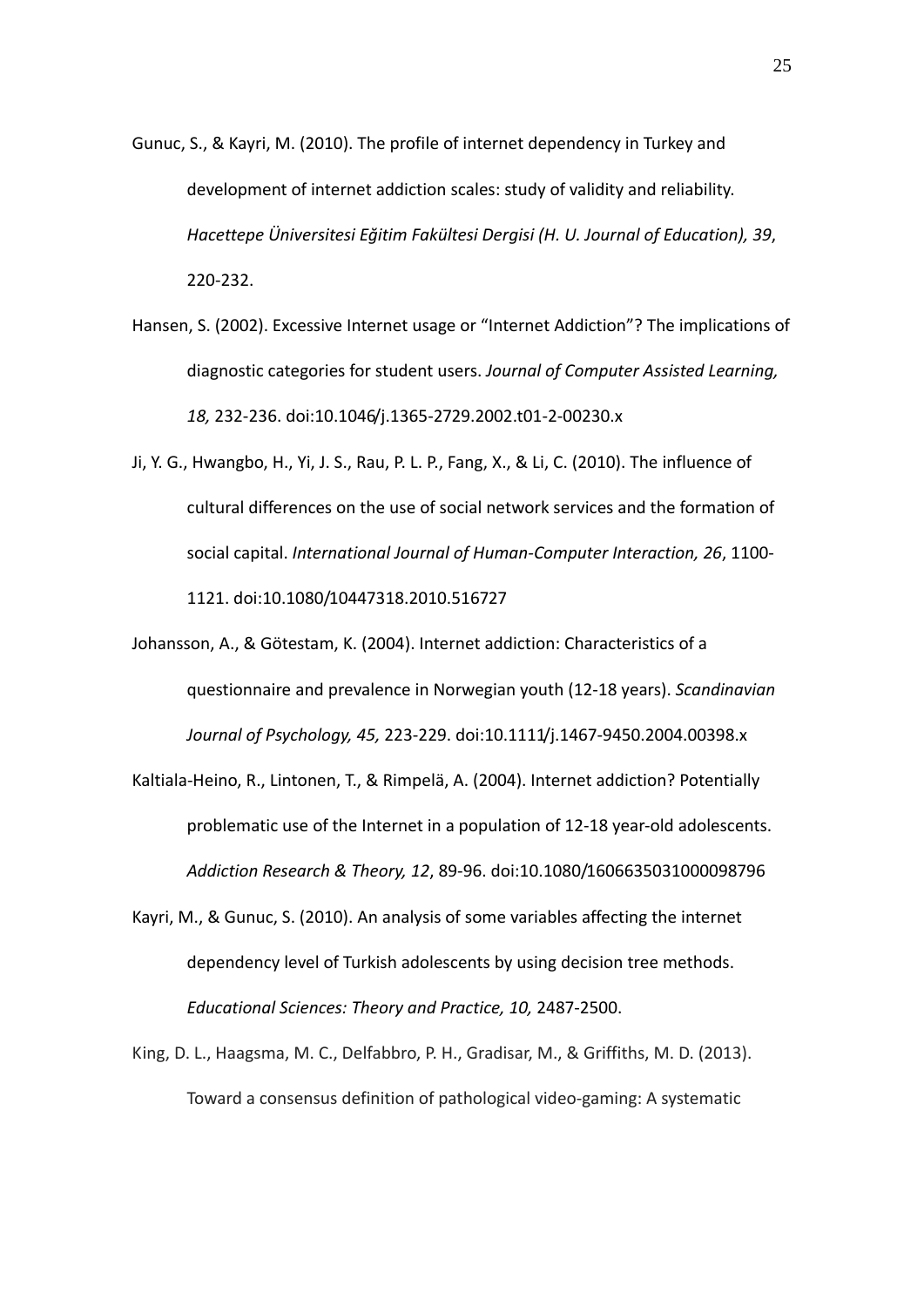Gunuc, S., & Kayri, M. (2010). The profile of internet dependency in Turkey and development of internet addiction scales: study of validity and reliability. *Hacettepe Üniversitesi Eğitim Fakültesi Dergisi (H. U. Journal of Education), 39*, 220-232.

Hansen, S. (2002). Excessive Internet usage or "Internet Addiction"? The implications of diagnostic categories for student users. *Journal of Computer Assisted Learning, 18,* 232-236. doi:10.1046/j.1365-2729.2002.t01-2-00230.x

Ji, Y. G., Hwangbo, H., Yi, J. S., Rau, P. L. P., Fang, X., & Li, C. (2010). The influence of cultural differences on the use of social network services and the formation of social capital. *International Journal of Human-Computer Interaction, 26*, 1100-1121. doi:10.1080/10447318.2010.516727

Johansson, A., & Götestam, K. (2004). Internet addiction: Characteristics of a questionnaire and prevalence in Norwegian youth (12-18 years). *Scandinavian Journal of Psychology, 45,* 223-229. doi:10.1111/j.1467-9450.2004.00398.x

Kaltiala-Heino, R., Lintonen, T., & Rimpelä, A. (2004). Internet addiction? Potentially problematic use of the Internet in a population of 12-18 year-old adolescents. *Addiction Research & Theory, 12*, 89-96. doi:10.1080/1606635031000098796

Kayri, M., & Gunuc, S. (2010). An analysis of some variables affecting the internet dependency level of Turkish adolescents by using decision tree methods. *Educational Sciences: Theory and Practice, 10,* 2487-2500.

King, D. L., Haagsma, M. C., Delfabbro, P. H., Gradisar, M., & Griffiths, M. D. (2013). Toward a consensus definition of pathological video-gaming: A systematic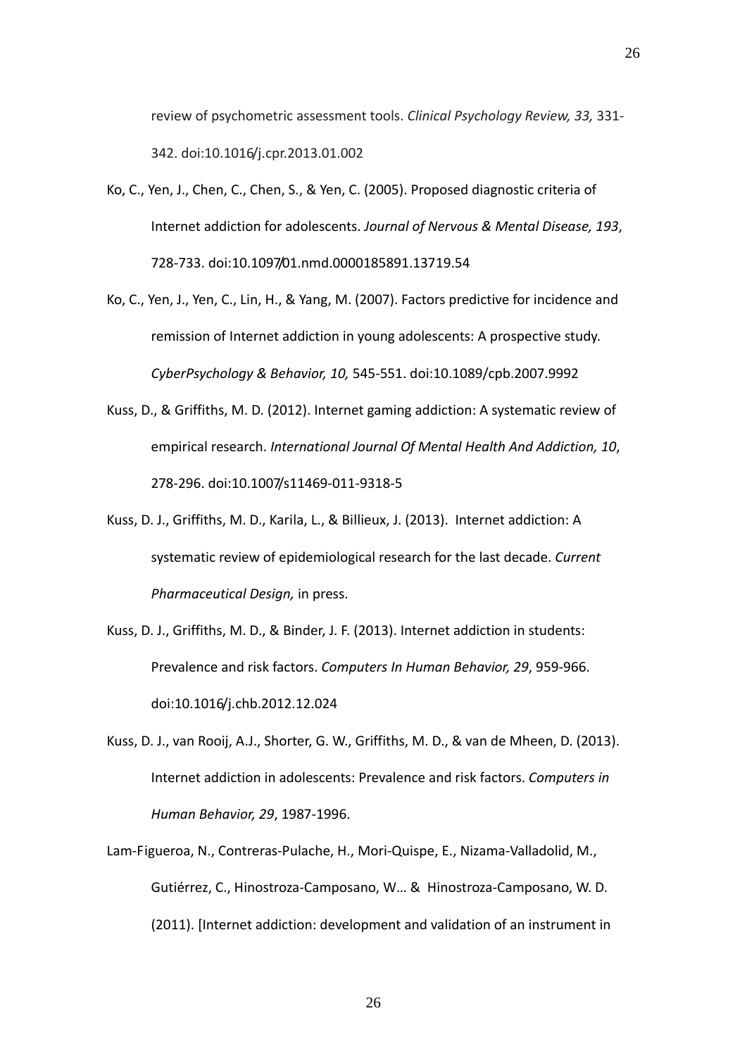review of psychometric assessment tools. *Clinical Psychology Review, 33,* 331-342. doi:10.1016/j.cpr.2013.01.002

Ko, C., Yen, J., Chen, C., Chen, S., & Yen, C. (2005). Proposed diagnostic criteria of Internet addiction for adolescents. *Journal of Nervous & Mental Disease, 193*, 728-733. doi:10.1097/01.nmd.0000185891.13719.54

Ko, C., Yen, J., Yen, C., Lin, H., & Yang, M. (2007). Factors predictive for incidence and remission of Internet addiction in young adolescents: A prospective study. *CyberPsychology & Behavior, 10,* 545-551. doi:10.1089/cpb.2007.9992

Kuss, D., & Griffiths, M. D. (2012). Internet gaming addiction: A systematic review of empirical research. *International Journal Of Mental Health And Addiction, 10*, 278-296. doi:10.1007/s11469-011-9318-5

Kuss, D. J., Griffiths, M. D., Karila, L., & Billieux, J. (2013). Internet addiction: A systematic review of epidemiological research for the last decade. *Current Pharmaceutical Design,* in press.

Kuss, D. J., Griffiths, M. D., & Binder, J. F. (2013). Internet addiction in students: Prevalence and risk factors. *Computers In Human Behavior, 29*, 959-966. doi:10.1016/j.chb.2012.12.024

Kuss, D. J., van Rooij, A.J., Shorter, G. W., Griffiths, M. D., & van de Mheen, D. (2013). Internet addiction in adolescents: Prevalence and risk factors. *Computers in Human Behavior, 29*, 1987-1996.

Lam-Figueroa, N., Contreras-Pulache, H., Mori-Quispe, E., Nizama-Valladolid, M., Gutiérrez, C., Hinostroza-Camposano, W… & Hinostroza-Camposano, W. D. (2011). [Internet addiction: development and validation of an instrument in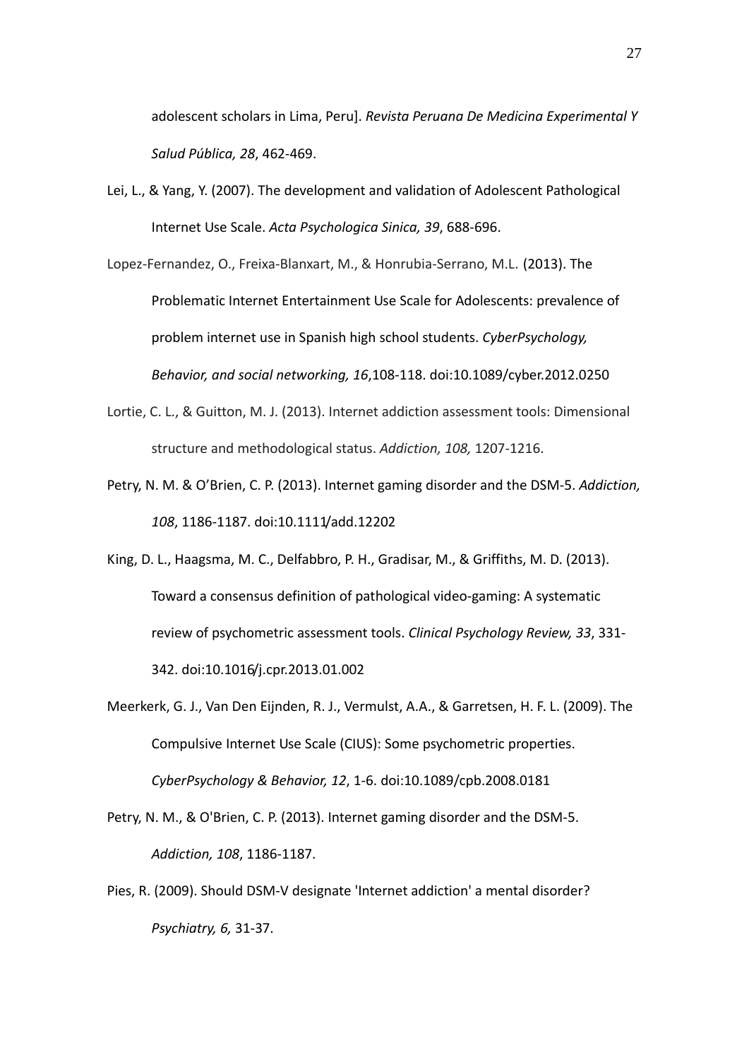adolescent scholars in Lima, Peru]. *Revista Peruana De Medicina Experimental Y Salud Pública, 28*, 462-469.

Lei, L., & Yang, Y. (2007). The development and validation of Adolescent Pathological Internet Use Scale. *Acta Psychologica Sinica, 39*, 688-696.

Lopez-Fernandez, O., Freixa-Blanxart, M., & Honrubia-Serrano, M.L. (2013). The Problematic Internet Entertainment Use Scale for Adolescents: prevalence of problem internet use in Spanish high school students. *CyberPsychology, Behavior, and social networking, 16*,108-118. doi:10.1089/cyber.2012.0250

Lortie, C. L., & Guitton, M. J. (2013). Internet addiction assessment tools: Dimensional structure and methodological status. *Addiction, 108,* 1207-1216.

Petry, N. M. & O'Brien, C. P. (2013). Internet gaming disorder and the DSM-5. *Addiction, 108*, 1186-1187. doi:10.1111/add.12202

King, D. L., Haagsma, M. C., Delfabbro, P. H., Gradisar, M., & Griffiths, M. D. (2013). Toward a consensus definition of pathological video-gaming: A systematic review of psychometric assessment tools. *Clinical Psychology Review, 33*, 331-342. doi:10.1016/j.cpr.2013.01.002

Meerkerk, G. J., Van Den Eijnden, R. J., Vermulst, A.A., & Garretsen, H. F. L. (2009). The Compulsive Internet Use Scale (CIUS): Some psychometric properties. *CyberPsychology & Behavior, 12*, 1-6. doi:10.1089/cpb.2008.0181

Petry, N. M., & O'Brien, C. P. (2013). Internet gaming disorder and the DSM-5. *Addiction, 108*, 1186-1187.

Pies, R. (2009). Should DSM-V designate 'Internet addiction' a mental disorder? *Psychiatry, 6,* 31-37.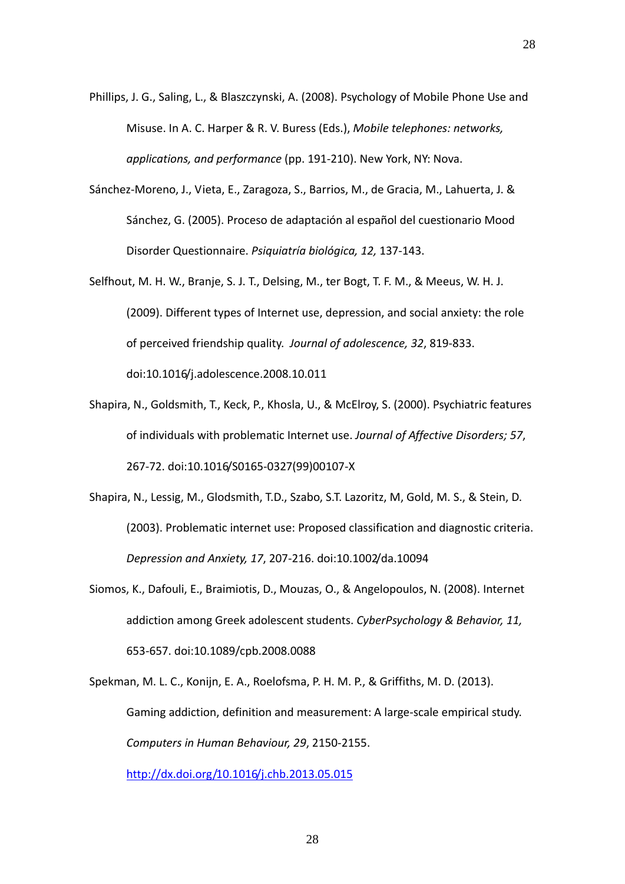Phillips, J. G., Saling, L., & Blaszczynski, A. (2008). Psychology of Mobile Phone Use and Misuse. In A. C. Harper & R. V. Buress (Eds.), *Mobile telephones: networks, applications, and performance* (pp. 191-210). New York, NY: Nova.

Sánchez-Moreno, J., Vieta, E., Zaragoza, S., Barrios, M., de Gracia, M., Lahuerta, J. & Sánchez, G. (2005). Proceso de adaptación al español del cuestionario Mood Disorder Questionnaire. *Psiquiatría biológica, 12,* 137-143.

Selfhout, M. H. W., Branje, S. J. T., Delsing, M., ter Bogt, T. F. M., & Meeus, W. H. J. (2009). Different types of Internet use, depression, and social anxiety: the role of perceived friendship quality. *Journal of adolescence, 32*, 819-833. doi:10.1016/j.adolescence.2008.10.011

Shapira, N., Goldsmith, T., Keck, P., Khosla, U., & McElroy, S. (2000). Psychiatric features of individuals with problematic Internet use. *Journal of Affective Disorders; 57*, 267-72. doi:10.1016/S0165-0327(99)00107-X

Shapira, N., Lessig, M., Glodsmith, T.D., Szabo, S.T. Lazoritz, M, Gold, M. S., & Stein, D. (2003). Problematic internet use: Proposed classification and diagnostic criteria. *Depression and Anxiety, 17*, 207-216. doi:10.1002/da.10094

Siomos, K., Dafouli, E., Braimiotis, D., Mouzas, O., & Angelopoulos, N. (2008). Internet addiction among Greek adolescent students. *CyberPsychology & Behavior, 11,* 653-657. doi:10.1089/cpb.2008.0088

Spekman, M. L. C., Konijn, E. A., Roelofsma, P. H. M. P., & Griffiths, M. D. (2013). Gaming addiction, definition and measurement: A large-scale empirical study. *Computers in Human Behaviour, 29*, 2150-2155. http://dx.doi.org/10.1016/j.chb.2013.05.015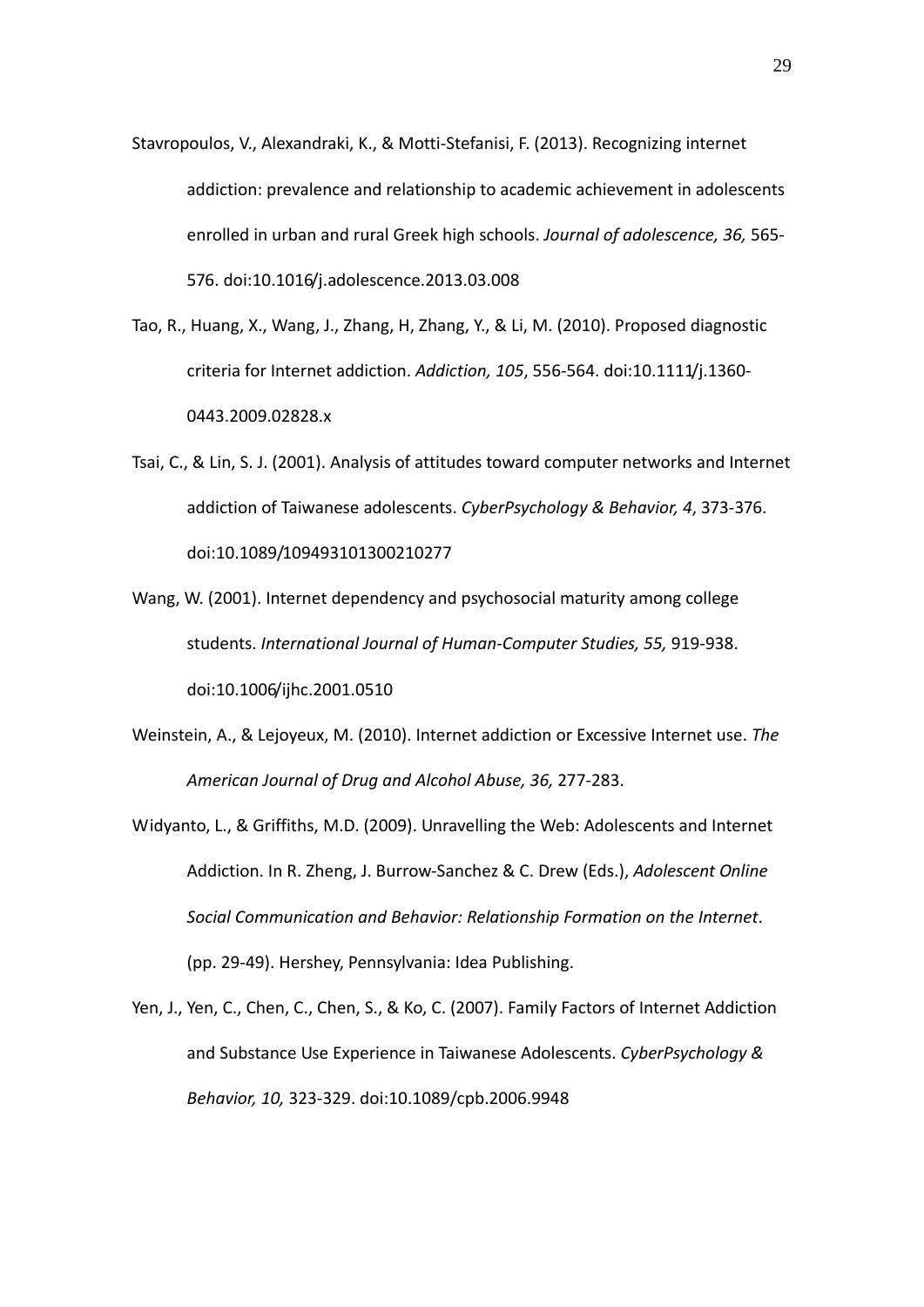Stavropoulos, V., Alexandraki, K., & Motti-Stefanisi, F. (2013). Recognizing internet addiction: prevalence and relationship to academic achievement in adolescents enrolled in urban and rural Greek high schools. *Journal of adolescence, 36,* 565-576. doi:10.1016/j.adolescence.2013.03.008

Tao, R., Huang, X., Wang, J., Zhang, H, Zhang, Y., & Li, M. (2010). Proposed diagnostic criteria for Internet addiction. *Addiction, 105*, 556-564. doi:10.1111/j.1360-0443.2009.02828.x

Tsai, C., & Lin, S. J. (2001). Analysis of attitudes toward computer networks and Internet addiction of Taiwanese adolescents. *CyberPsychology & Behavior, 4*, 373-376. doi:10.1089/109493101300210277

Wang, W. (2001). Internet dependency and psychosocial maturity among college students. *International Journal of Human-Computer Studies, 55,* 919-938. doi:10.1006/ijhc.2001.0510

Weinstein, A., & Lejoyeux, M. (2010). Internet addiction or Excessive Internet use. *The American Journal of Drug and Alcohol Abuse, 36,* 277-283.

Widyanto, L., & Griffiths, M.D. (2009). Unravelling the Web: Adolescents and Internet Addiction. In R. Zheng, J. Burrow-Sanchez & C. Drew (Eds.), *Adolescent Online Social Communication and Behavior: Relationship Formation on the Internet*. (pp. 29-49). Hershey, Pennsylvania: Idea Publishing.

Yen, J., Yen, C., Chen, C., Chen, S., & Ko, C. (2007). Family Factors of Internet Addiction and Substance Use Experience in Taiwanese Adolescents. *CyberPsychology & Behavior, 10,* 323-329. doi:10.1089/cpb.2006.9948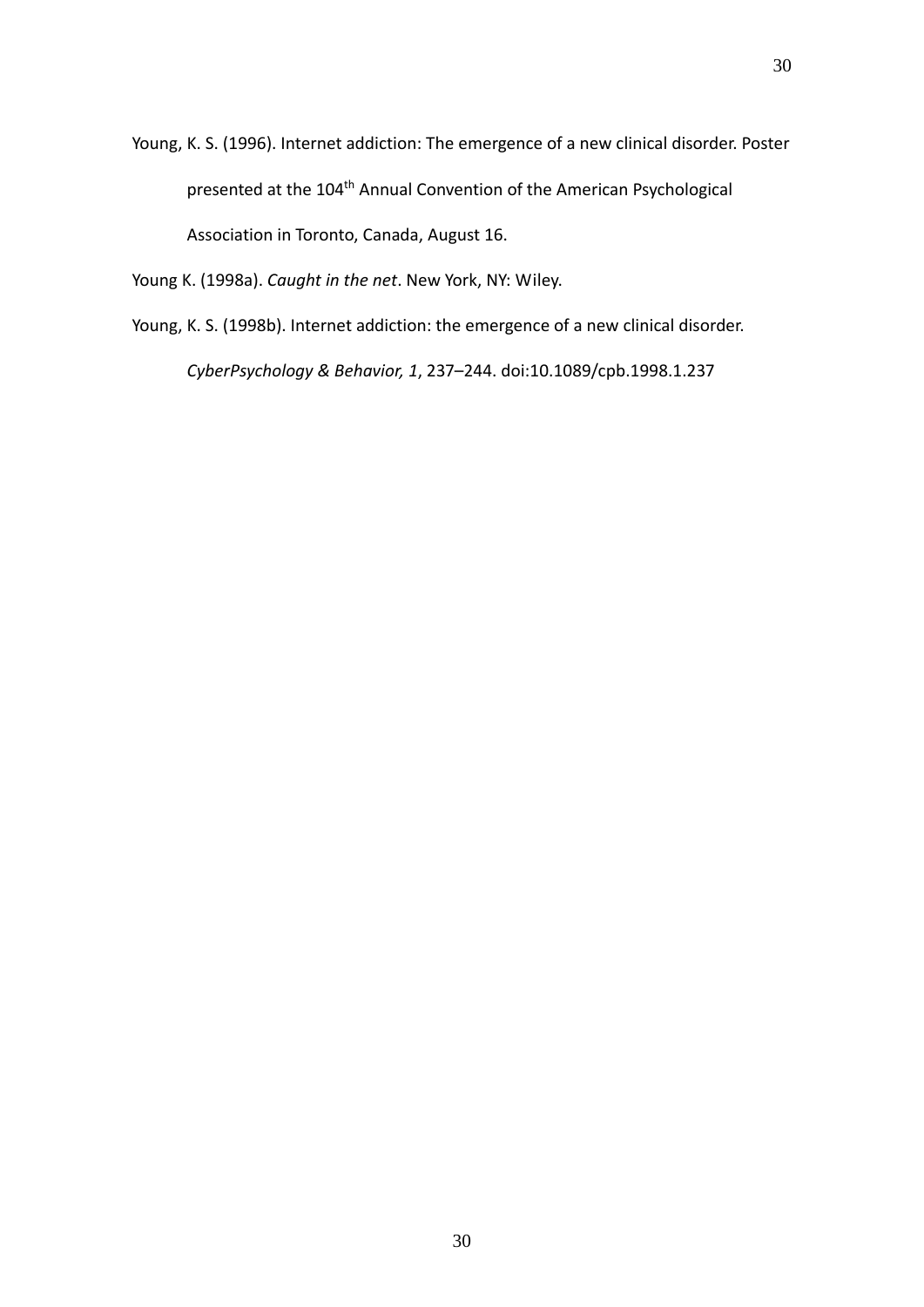Young, K. S. (1996). Internet addiction: The emergence of a new clinical disorder. Poster presented at the 104th Annual Convention of the American Psychological Association in Toronto, Canada, August 16.

Young K. (1998a). *Caught in the net*. New York, NY: Wiley.

Young, K. S. (1998b). Internet addiction: the emergence of a new clinical disorder. *CyberPsychology & Behavior, 1*, 237–244. doi:10.1089/cpb.1998.1.237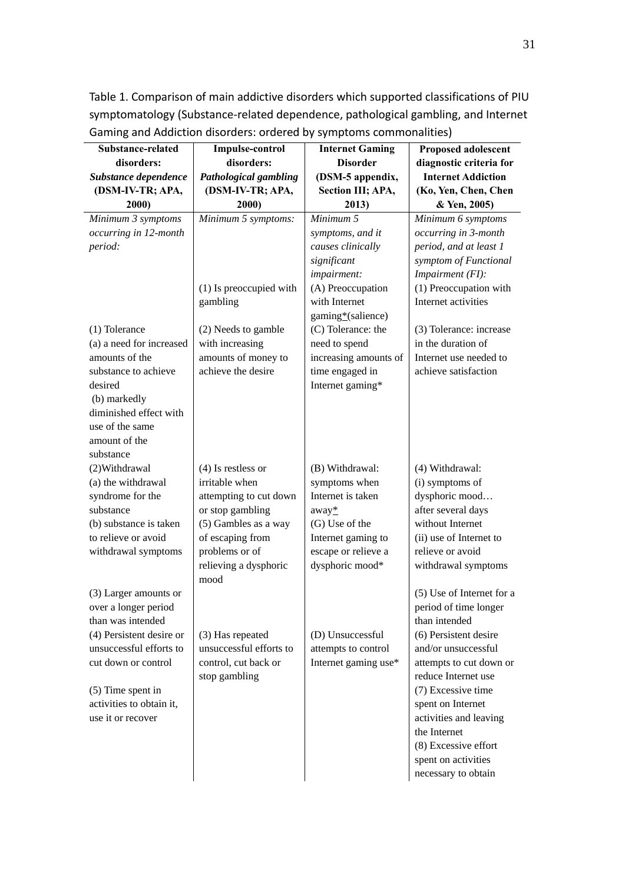Table 1. Comparison of main addictive disorders which supported classifications of PIU symptomatology (Substance-related dependence, pathological gambling, and Internet Gaming and Addiction disorders: ordered by symptoms commonalities)

| **Substance-related disorders: *Substance dependence* (DSM-IV-TR; APA, 2000)** | **Impulse-control disorders: *Pathological gambling* (DSM-IV-TR; APA, 2000)** | **Internet Gaming Disorder (DSM-5 appendix, Section III; APA, 2013)** | **Proposed adolescent diagnostic criteria for Internet Addiction (Ko, Yen, Chen, Chen & Yen, 2005)** |
|---|---|---|---|
| *Minimum 3 symptoms occurring in 12-month period:* | *Minimum 5 symptoms:* | *Minimum 5 symptoms, and it causes clinically significant impairment:* | *Minimum 6 symptoms occurring in 3-month period, and at least 1 symptom of Functional Impairment (FI):* |
| | (1) Is preoccupied with gambling | (A) Preoccupation with Internet gaming*(salience) | (1) Preoccupation with Internet activities |
| (1) Tolerance (a) a need for increased amounts of the substance to achieve desired (b) markedly diminished effect with use of the same amount of the substance | (2) Needs to gamble with increasing amounts of money to achieve the desire | (C) Tolerance: the need to spend increasing amounts of time engaged in Internet gaming* | (3) Tolerance: increase in the duration of Internet use needed to achieve satisfaction |
| (2)Withdrawal (a) the withdrawal syndrome for the substance (b) substance is taken to relieve or avoid withdrawal symptoms | (4) Is restless or irritable when attempting to cut down or stop gambling (5) Gambles as a way of escaping from problems or of relieving a dysphoric mood | (B) Withdrawal: symptoms when Internet is taken away* (G) Use of the Internet gaming to escape or relieve a dysphoric mood* | (4) Withdrawal: (i) symptoms of dysphoric mood… after several days without Internet (ii) use of Internet to relieve or avoid withdrawal symptoms |
| (3) Larger amounts or over a longer period than was intended | | | (5) Use of Internet for a period of time longer than intended |
| (4) Persistent desire or unsuccessful efforts to cut down or control | (3) Has repeated unsuccessful efforts to control, cut back or stop gambling | (D) Unsuccessful attempts to control Internet gaming use* | (6) Persistent desire and/or unsuccessful attempts to cut down or reduce Internet use |
| (5) Time spent in activities to obtain it, use it or recover | | | (7) Excessive time spent on Internet activities and leaving the Internet (8) Excessive effort spent on activities necessary to obtain |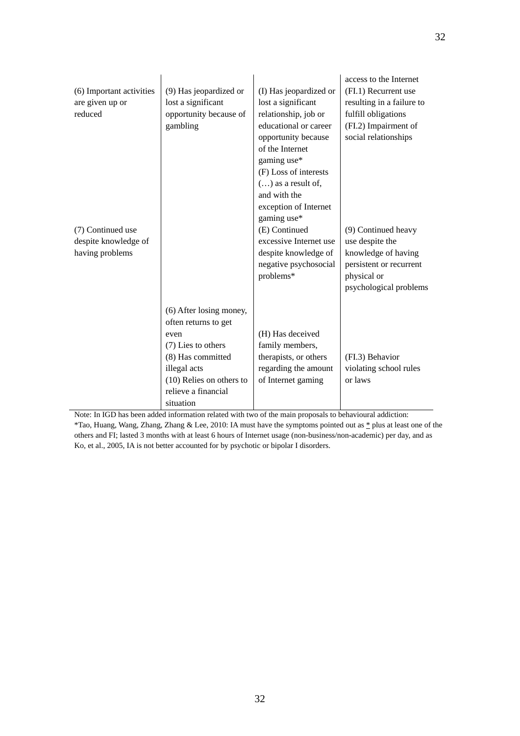| | | | access to the Internet |
|---|---|---|---|
| (6) Important activities are given up or reduced | (9) Has jeopardized or lost a significant opportunity because of gambling | (I) Has jeopardized or lost a significant relationship, job or educational or career opportunity because of the Internet gaming use* (F) Loss of interests (…) as a result of, and with the exception of Internet gaming use* | (FI.1) Recurrent use resulting in a failure to fulfill obligations (FI.2) Impairment of social relationships |
| (7) Continued use despite knowledge of having problems | | (E) Continued excessive Internet use despite knowledge of negative psychosocial problems* | (9) Continued heavy use despite the knowledge of having persistent or recurrent physical or psychological problems |
| | (6) After losing money, often returns to get even (7) Lies to others (8) Has committed illegal acts (10) Relies on others to relieve a financial situation | (H) Has deceived family members, therapists, or others regarding the amount of Internet gaming | (FI.3) Behavior violating school rules or laws |

Note: In IGD has been added information related with two of the main proposals to behavioural addiction:
*Tao, Huang, Wang, Zhang, Zhang & Lee, 2010: IA must have the symptoms pointed out as * plus at least one of the others and FI; lasted 3 months with at least 6 hours of Internet usage (non-business/non-academic) per day, and as Ko, et al., 2005, IA is not better accounted for by psychotic or bipolar I disorders.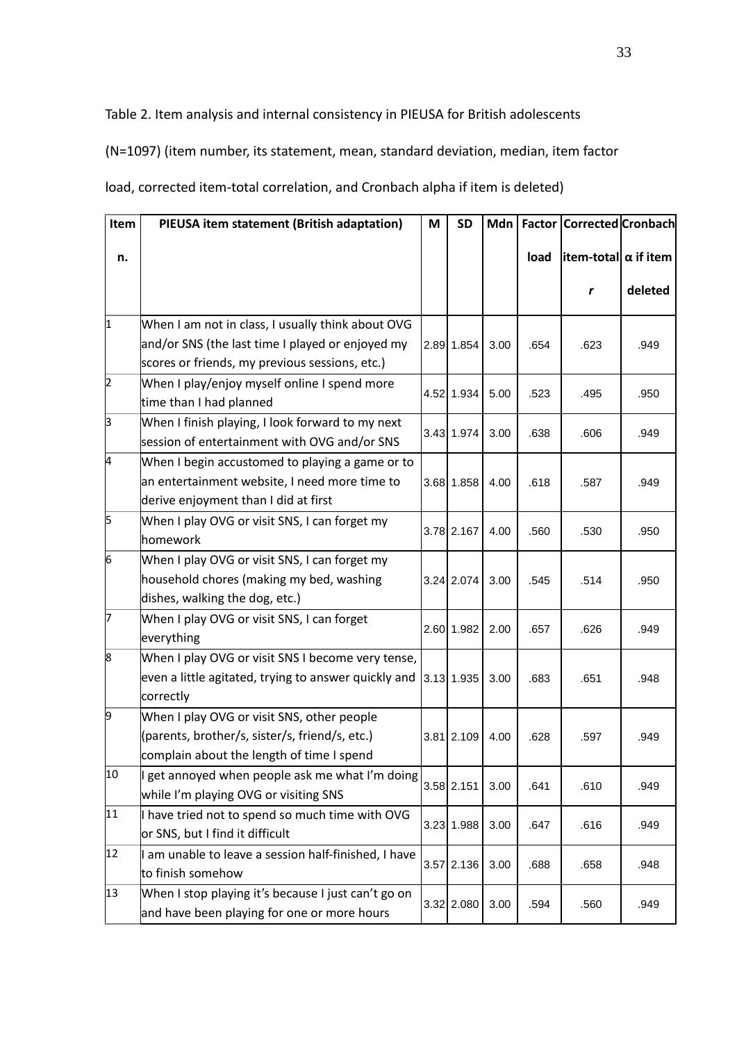Table 2. Item analysis and internal consistency in PIEUSA for British adolescents (N=1097) (item number, its statement, mean, standard deviation, median, item factor load, corrected item-total correlation, and Cronbach alpha if item is deleted)

| Item n. | PIEUSA item statement (British adaptation) | M | SD | Mdn | Factor load | Corrected item-total *r* | Cronbach α if item deleted |
|---|---|---|---|---|---|---|---|
| 1 | When I am not in class, I usually think about OVG and/or SNS (the last time I played or enjoyed my scores or friends, my previous sessions, etc.) | 2.89 | 1.854 | 3.00 | .654 | .623 | .949 |
| 2 | When I play/enjoy myself online I spend more time than I had planned | 4.52 | 1.934 | 5.00 | .523 | .495 | .950 |
| 3 | When I finish playing, I look forward to my next session of entertainment with OVG and/or SNS | 3.43 | 1.974 | 3.00 | .638 | .606 | .949 |
| 4 | When I begin accustomed to playing a game or to an entertainment website, I need more time to derive enjoyment than I did at first | 3.68 | 1.858 | 4.00 | .618 | .587 | .949 |
| 5 | When I play OVG or visit SNS, I can forget my homework | 3.78 | 2.167 | 4.00 | .560 | .530 | .950 |
| 6 | When I play OVG or visit SNS, I can forget my household chores (making my bed, washing dishes, walking the dog, etc.) | 3.24 | 2.074 | 3.00 | .545 | .514 | .950 |
| 7 | When I play OVG or visit SNS, I can forget everything | 2.60 | 1.982 | 2.00 | .657 | .626 | .949 |
| 8 | When I play OVG or visit SNS I become very tense, even a little agitated, trying to answer quickly and correctly | 3.13 | 1.935 | 3.00 | .683 | .651 | .948 |
| 9 | When I play OVG or visit SNS, other people (parents, brother/s, sister/s, friend/s, etc.) complain about the length of time I spend | 3.81 | 2.109 | 4.00 | .628 | .597 | .949 |
| 10 | I get annoyed when people ask me what I'm doing while I'm playing OVG or visiting SNS | 3.58 | 2.151 | 3.00 | .641 | .610 | .949 |
| 11 | I have tried not to spend so much time with OVG or SNS, but I find it difficult | 3.23 | 1.988 | 3.00 | .647 | .616 | .949 |
| 12 | I am unable to leave a session half-finished, I have to finish somehow | 3.57 | 2.136 | 3.00 | .688 | .658 | .948 |
| 13 | When I stop playing it's because I just can't go on and have been playing for one or more hours | 3.32 | 2.080 | 3.00 | .594 | .560 | .949 |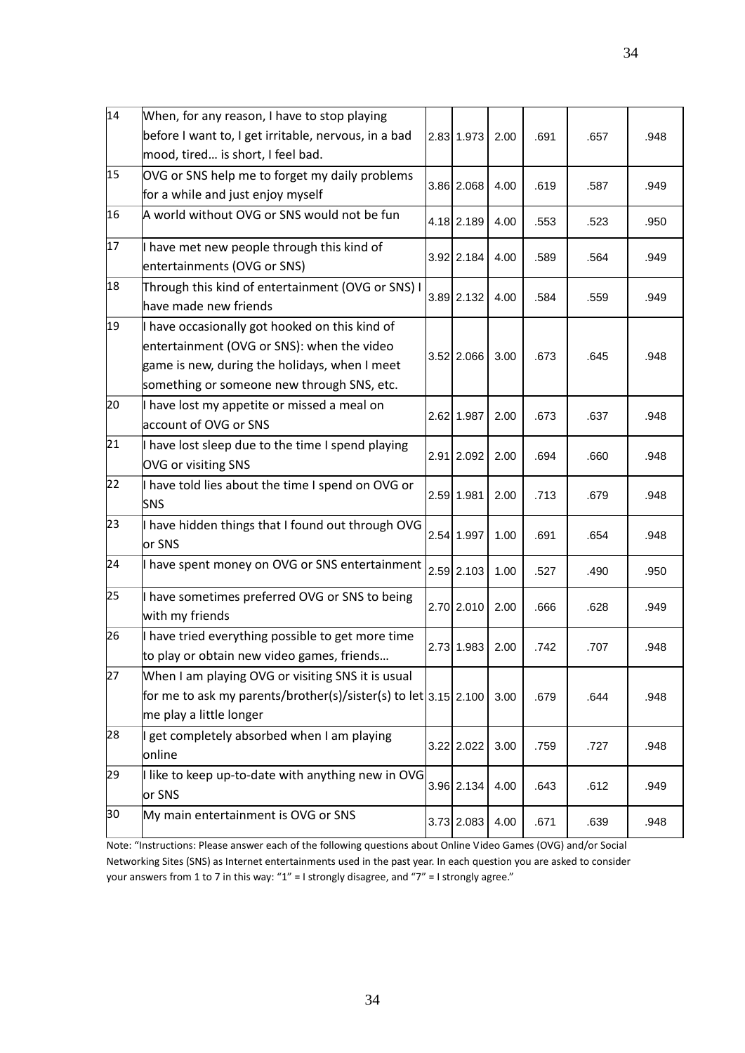| | | | | | | | |
|---|---|---|---|---|---|---|---|
| 14 | When, for any reason, I have to stop playing before I want to, I get irritable, nervous, in a bad mood, tired… is short, I feel bad. | 2.83 | 1.973 | 2.00 | .691 | .657 | .948 |
| 15 | OVG or SNS help me to forget my daily problems for a while and just enjoy myself | 3.86 | 2.068 | 4.00 | .619 | .587 | .949 |
| 16 | A world without OVG or SNS would not be fun | 4.18 | 2.189 | 4.00 | .553 | .523 | .950 |
| 17 | I have met new people through this kind of entertainments (OVG or SNS) | 3.92 | 2.184 | 4.00 | .589 | .564 | .949 |
| 18 | Through this kind of entertainment (OVG or SNS) I have made new friends | 3.89 | 2.132 | 4.00 | .584 | .559 | .949 |
| 19 | I have occasionally got hooked on this kind of entertainment (OVG or SNS): when the video game is new, during the holidays, when I meet something or someone new through SNS, etc. | 3.52 | 2.066 | 3.00 | .673 | .645 | .948 |
| 20 | I have lost my appetite or missed a meal on account of OVG or SNS | 2.62 | 1.987 | 2.00 | .673 | .637 | .948 |
| 21 | I have lost sleep due to the time I spend playing OVG or visiting SNS | 2.91 | 2.092 | 2.00 | .694 | .660 | .948 |
| 22 | I have told lies about the time I spend on OVG or SNS | 2.59 | 1.981 | 2.00 | .713 | .679 | .948 |
| 23 | I have hidden things that I found out through OVG or SNS | 2.54 | 1.997 | 1.00 | .691 | .654 | .948 |
| 24 | I have spent money on OVG or SNS entertainment | 2.59 | 2.103 | 1.00 | .527 | .490 | .950 |
| 25 | I have sometimes preferred OVG or SNS to being with my friends | 2.70 | 2.010 | 2.00 | .666 | .628 | .949 |
| 26 | I have tried everything possible to get more time to play or obtain new video games, friends… | 2.73 | 1.983 | 2.00 | .742 | .707 | .948 |
| 27 | When I am playing OVG or visiting SNS it is usual for me to ask my parents/brother(s)/sister(s) to let me play a little longer | 3.15 | 2.100 | 3.00 | .679 | .644 | .948 |
| 28 | I get completely absorbed when I am playing online | 3.22 | 2.022 | 3.00 | .759 | .727 | .948 |
| 29 | I like to keep up-to-date with anything new in OVG or SNS | 3.96 | 2.134 | 4.00 | .643 | .612 | .949 |
| 30 | My main entertainment is OVG or SNS | 3.73 | 2.083 | 4.00 | .671 | .639 | .948 |

Note: "Instructions: Please answer each of the following questions about Online Video Games (OVG) and/or Social Networking Sites (SNS) as Internet entertainments used in the past year. In each question you are asked to consider your answers from 1 to 7 in this way: "1" = I strongly disagree, and "7" = I strongly agree."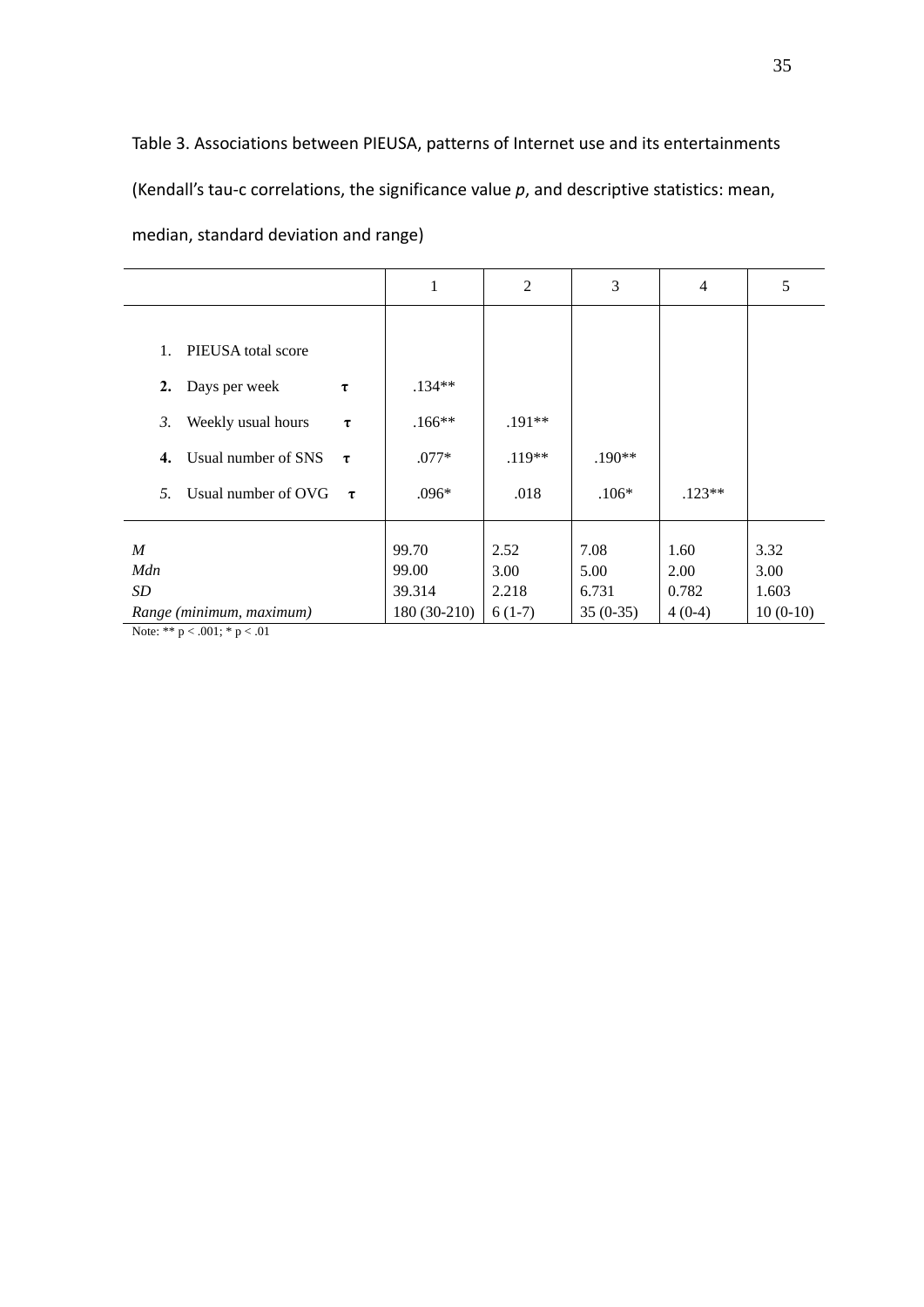Table 3. Associations between PIEUSA, patterns of Internet use and its entertainments (Kendall's tau-c correlations, the significance value *p*, and descriptive statistics: mean, median, standard deviation and range)

| | | 1 | 2 | 3 | 4 | 5 |
|---|---|---|---|---|---|---|
| 1. PIEUSA total score | | | | | | |
| **2.** Days per week | τ | .134** | | | | |
| *3.* Weekly usual hours | τ | .166** | .191** | | | |
| **4.** Usual number of SNS | τ | .077* | .119** | .190** | | |
| *5.* Usual number of OVG | τ | .096* | .018 | .106* | .123** | |
| *M* | | 99.70 | 2.52 | 7.08 | 1.60 | 3.32 |
| *Mdn* | | 99.00 | 3.00 | 5.00 | 2.00 | 3.00 |
| *SD* | | 39.314 | 2.218 | 6.731 | 0.782 | 1.603 |
| *Range (minimum, maximum)* | | 180 (30-210) | 6 (1-7) | 35 (0-35) | 4 (0-4) | 10 (0-10) |

Note: ** $p < .001$; * $p < .01$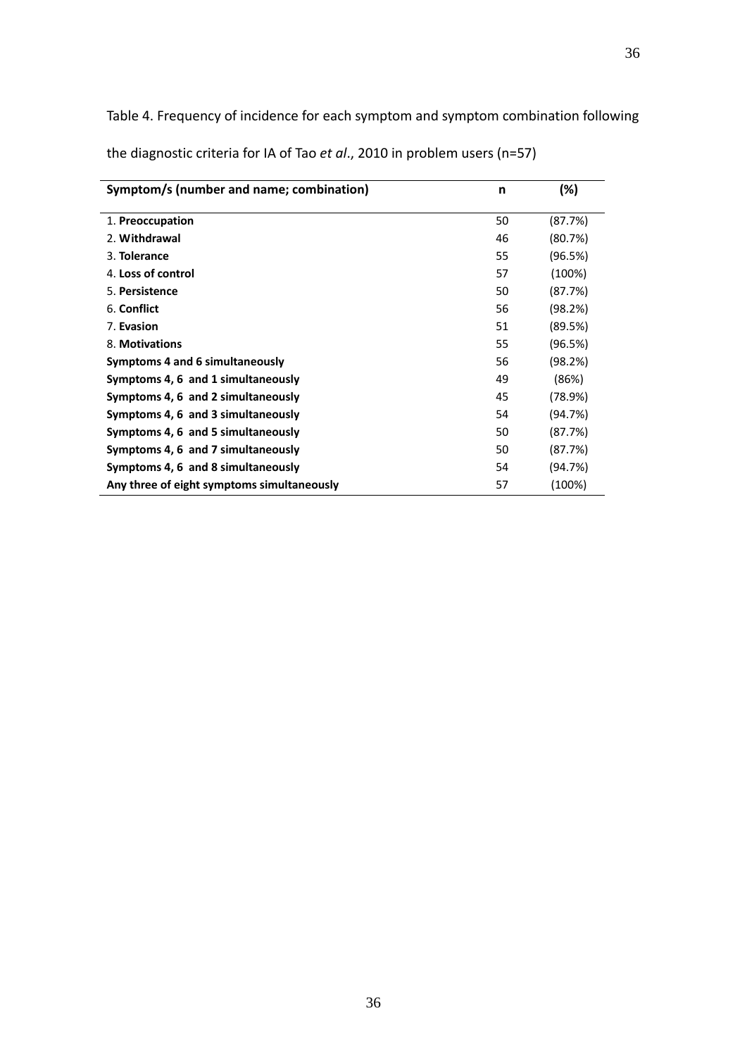Table 4. Frequency of incidence for each symptom and symptom combination following the diagnostic criteria for IA of Tao *et al*., 2010 in problem users (n=57)

| Symptom/s (number and name; combination) | n | (%) |
|---|---|---|
| 1. **Preoccupation** | 50 | (87.7%) |
| 2. **Withdrawal** | 46 | (80.7%) |
| 3. **Tolerance** | 55 | (96.5%) |
| 4. **Loss of control** | 57 | (100%) |
| 5. **Persistence** | 50 | (87.7%) |
| 6. **Conflict** | 56 | (98.2%) |
| 7. **Evasion** | 51 | (89.5%) |
| 8. **Motivations** | 55 | (96.5%) |
| **Symptoms 4 and 6 simultaneously** | 56 | (98.2%) |
| **Symptoms 4, 6 and 1 simultaneously** | 49 | (86%) |
| **Symptoms 4, 6 and 2 simultaneously** | 45 | (78.9%) |
| **Symptoms 4, 6 and 3 simultaneously** | 54 | (94.7%) |
| **Symptoms 4, 6 and 5 simultaneously** | 50 | (87.7%) |
| **Symptoms 4, 6 and 7 simultaneously** | 50 | (87.7%) |
| **Symptoms 4, 6 and 8 simultaneously** | 54 | (94.7%) |
| **Any three of eight symptoms simultaneously** | 57 | (100%) |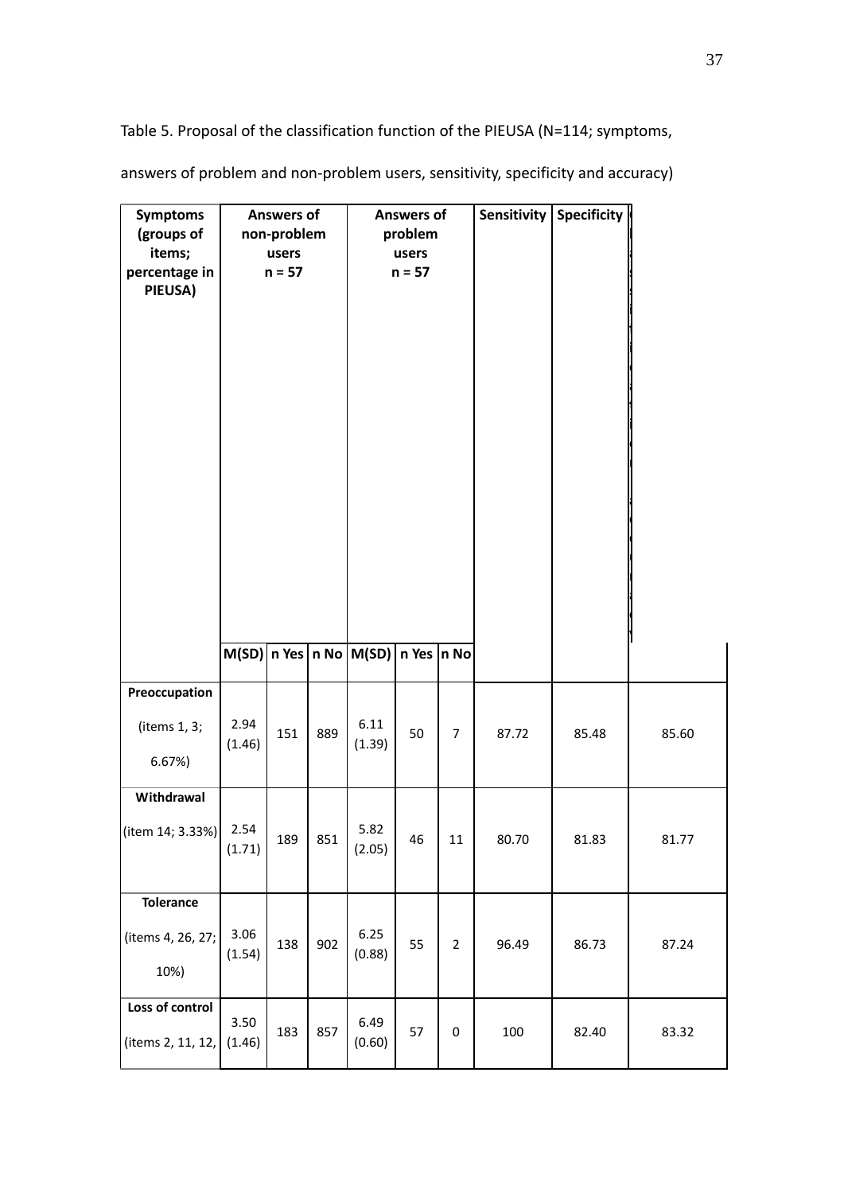Table 5. Proposal of the classification function of the PIEUSA (N=114; symptoms, answers of problem and non-problem users, sensitivity, specificity and accuracy)

| Symptoms (groups of items; percentage in PIEUSA) | Answers of non-problem users n = 57 | | | Answers of problem users n = 57 | | | Sensitivity | Specificity | |
|---|---|---|---|---|---|---|---|---|---|
| | M(SD) | n Yes | n No | M(SD) | n Yes | n No | | | |
| **Preoccupation** (items 1, 3; 6.67%) | 2.94 (1.46) | 151 | 889 | 6.11 (1.39) | 50 | 7 | 87.72 | 85.48 | 85.60 |
| **Withdrawal** (item 14; 3.33%) | 2.54 (1.71) | 189 | 851 | 5.82 (2.05) | 46 | 11 | 80.70 | 81.83 | 81.77 |
| **Tolerance** (items 4, 26, 27; 10%) | 3.06 (1.54) | 138 | 902 | 6.25 (0.88) | 55 | 2 | 96.49 | 86.73 | 87.24 |
| **Loss of control** (items 2, 11, 12, | 3.50 (1.46) | 183 | 857 | 6.49 (0.60) | 57 | 0 | 100 | 82.40 | 83.32 |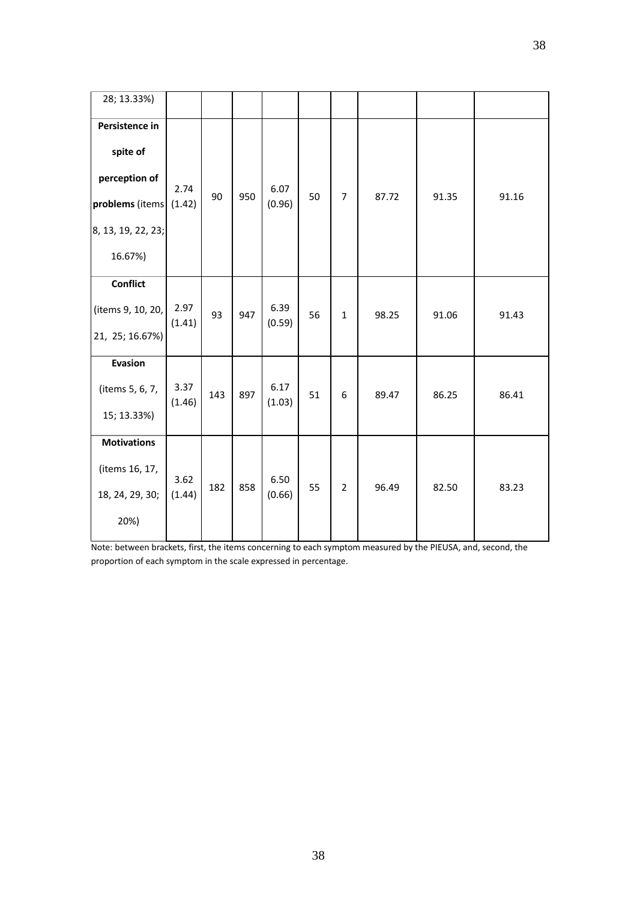|  |  |  |  |  |  |  |  |  |  |
|---|---|---|---|---|---|---|---|---|---|
| 28; 13.33%) |  |  |  |  |  |  |  |  |  |
| **Persistence in spite of perception of problems** (items 8, 13, 19, 22, 23; 16.67%) | 2.74 (1.42) | 90 | 950 | 6.07 (0.96) | 50 | 7 | 87.72 | 91.35 | 91.16 |
| **Conflict** (items 9, 10, 20, 21, 25; 16.67%) | 2.97 (1.41) | 93 | 947 | 6.39 (0.59) | 56 | 1 | 98.25 | 91.06 | 91.43 |
| **Evasion** (items 5, 6, 7, 15; 13.33%) | 3.37 (1.46) | 143 | 897 | 6.17 (1.03) | 51 | 6 | 89.47 | 86.25 | 86.41 |
| **Motivations** (items 16, 17, 18, 24, 29, 30; 20%) | 3.62 (1.44) | 182 | 858 | 6.50 (0.66) | 55 | 2 | 96.49 | 82.50 | 83.23 |

Note: between brackets, first, the items concerning to each symptom measured by the PIEUSA, and, second, the proportion of each symptom in the scale expressed in percentage.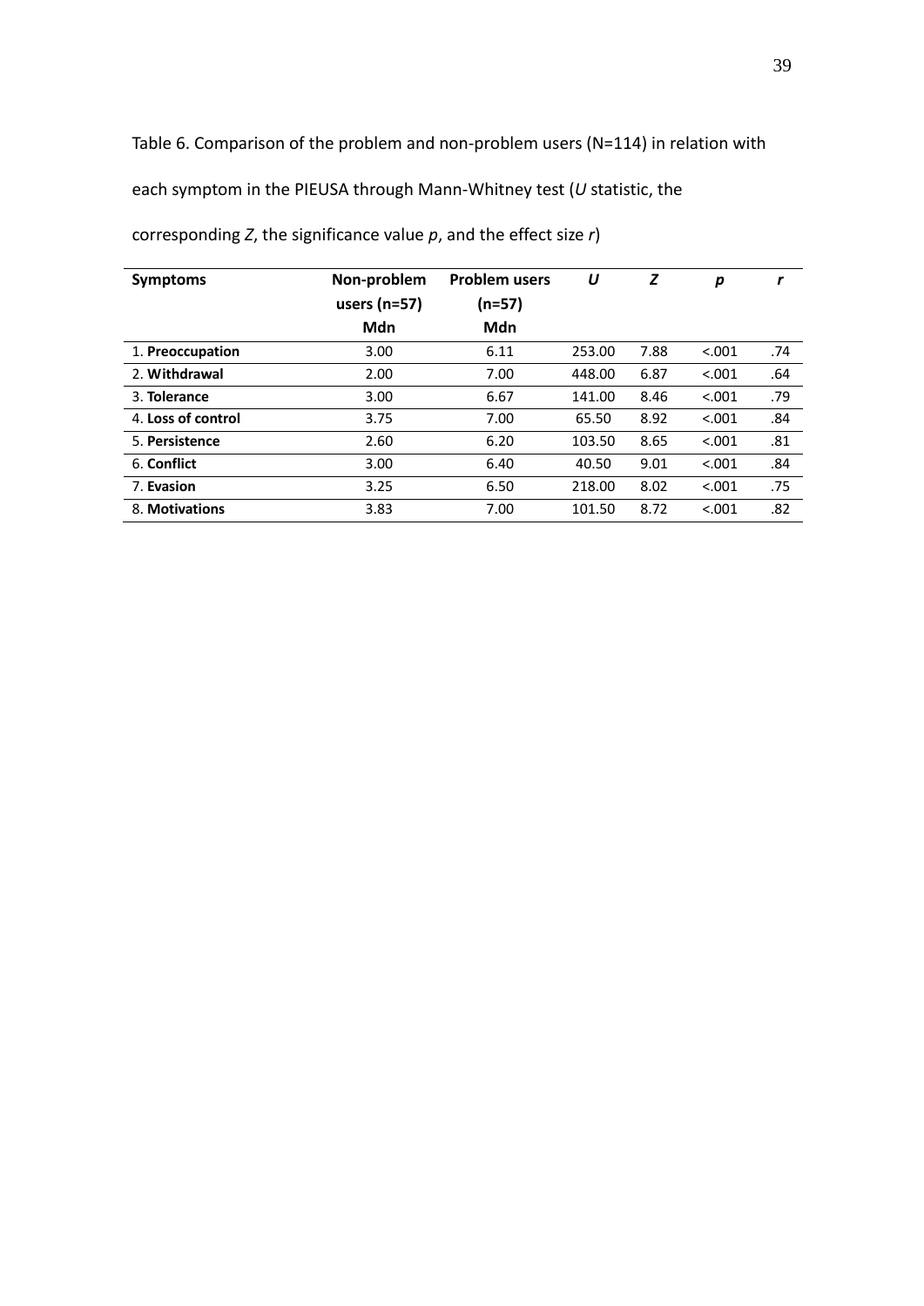Table 6. Comparison of the problem and non-problem users (N=114) in relation with each symptom in the PIEUSA through Mann-Whitney test (*U* statistic, the corresponding *Z*, the significance value *p*, and the effect size *r*)

| **Symptoms** | **Non-problem users (n=57) Mdn** | **Problem users (n=57) Mdn** | ***U*** | ***Z*** | ***p*** | ***r*** |
|---|---|---|---|---|---|---|
| 1. **Preoccupation** | 3.00 | 6.11 | 253.00 | 7.88 | <.001 | .74 |
| 2. **Withdrawal** | 2.00 | 7.00 | 448.00 | 6.87 | <.001 | .64 |
| 3. **Tolerance** | 3.00 | 6.67 | 141.00 | 8.46 | <.001 | .79 |
| 4. **Loss of control** | 3.75 | 7.00 | 65.50 | 8.92 | <.001 | .84 |
| 5. **Persistence** | 2.60 | 6.20 | 103.50 | 8.65 | <.001 | .81 |
| 6. **Conflict** | 3.00 | 6.40 | 40.50 | 9.01 | <.001 | .84 |
| 7. **Evasion** | 3.25 | 6.50 | 218.00 | 8.02 | <.001 | .75 |
| 8. **Motivations** | 3.83 | 7.00 | 101.50 | 8.72 | <.001 | .82 |